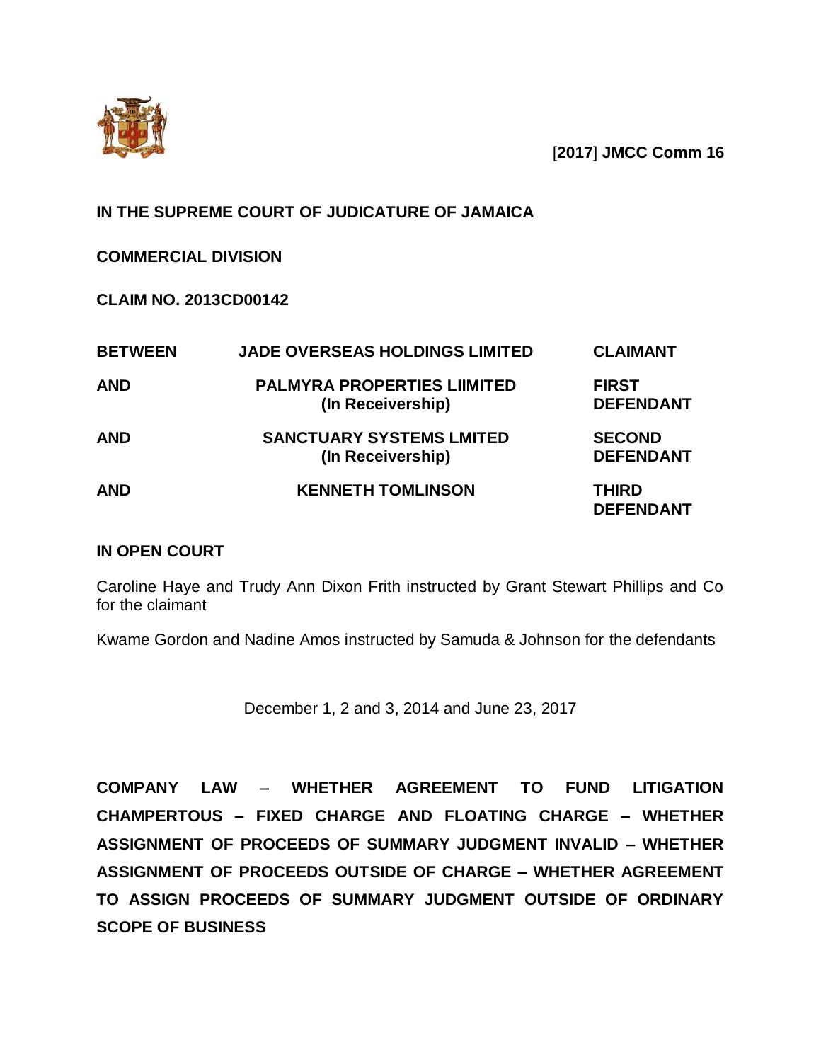[**2017**] **JMCC Comm 16**

**IN THE SUPREME COURT OF JUDICATURE OF JAMAICA**

**COMMERCIAL DIVISION**

**CLAIM NO. 2013CD00142**

| | | |
|---|---|---|
| **BETWEEN** | **JADE OVERSEAS HOLDINGS LIMITED** | **CLAIMANT** |
| **AND** | **PALMYRA PROPERTIES LIIMITED (In Receivership)** | **FIRST DEFENDANT** |
| **AND** | **SANCTUARY SYSTEMS LMITED (In Receivership)** | **SECOND DEFENDANT** |
| **AND** | **KENNETH TOMLINSON** | **THIRD DEFENDANT** |

**IN OPEN COURT**

Caroline Haye and Trudy Ann Dixon Frith instructed by Grant Stewart Phillips and Co for the claimant

Kwame Gordon and Nadine Amos instructed by Samuda & Johnson for the defendants

December 1, 2 and 3, 2014 and June 23, 2017

**COMPANY LAW – WHETHER AGREEMENT TO FUND LITIGATION CHAMPERTOUS – FIXED CHARGE AND FLOATING CHARGE – WHETHER ASSIGNMENT OF PROCEEDS OF SUMMARY JUDGMENT INVALID – WHETHER ASSIGNMENT OF PROCEEDS OUTSIDE OF CHARGE – WHETHER AGREEMENT TO ASSIGN PROCEEDS OF SUMMARY JUDGMENT OUTSIDE OF ORDINARY SCOPE OF BUSINESS**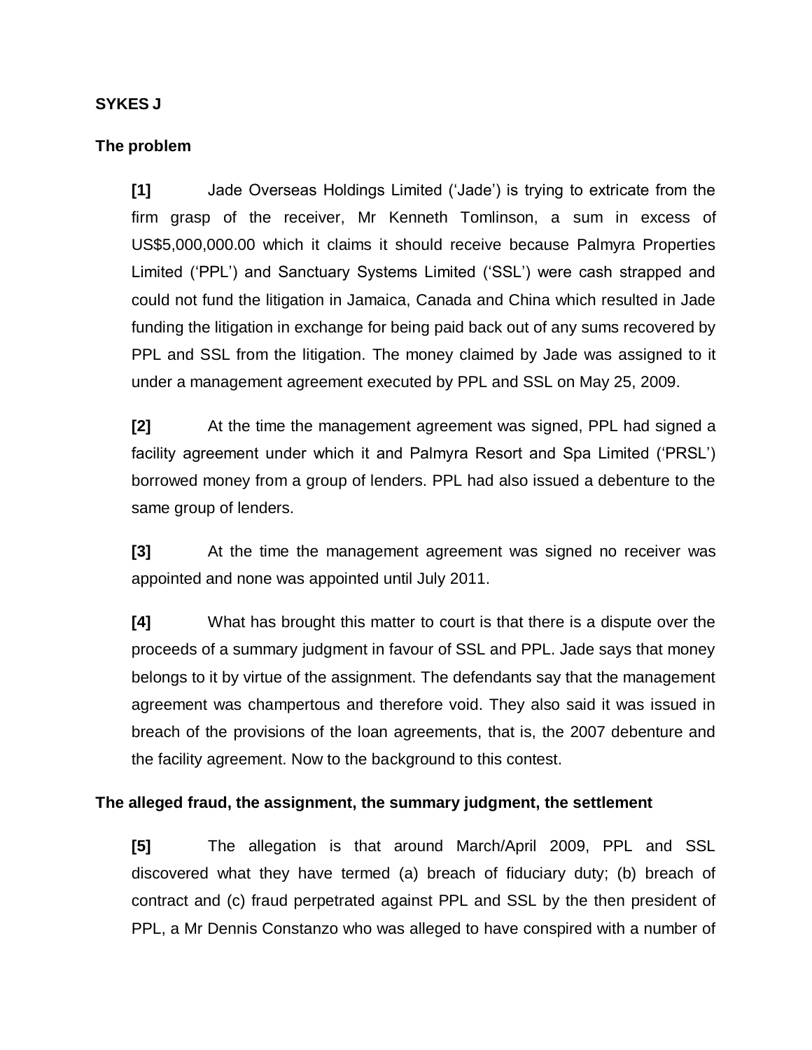**SYKES J**

**The problem**

**[1]** Jade Overseas Holdings Limited ('Jade') is trying to extricate from the firm grasp of the receiver, Mr Kenneth Tomlinson, a sum in excess of US$5,000,000.00 which it claims it should receive because Palmyra Properties Limited ('PPL') and Sanctuary Systems Limited ('SSL') were cash strapped and could not fund the litigation in Jamaica, Canada and China which resulted in Jade funding the litigation in exchange for being paid back out of any sums recovered by PPL and SSL from the litigation. The money claimed by Jade was assigned to it under a management agreement executed by PPL and SSL on May 25, 2009.

**[2]** At the time the management agreement was signed, PPL had signed a facility agreement under which it and Palmyra Resort and Spa Limited ('PRSL') borrowed money from a group of lenders. PPL had also issued a debenture to the same group of lenders.

**[3]** At the time the management agreement was signed no receiver was appointed and none was appointed until July 2011.

**[4]** What has brought this matter to court is that there is a dispute over the proceeds of a summary judgment in favour of SSL and PPL. Jade says that money belongs to it by virtue of the assignment. The defendants say that the management agreement was champertous and therefore void. They also said it was issued in breach of the provisions of the loan agreements, that is, the 2007 debenture and the facility agreement. Now to the background to this contest.

**The alleged fraud, the assignment, the summary judgment, the settlement**

**[5]** The allegation is that around March/April 2009, PPL and SSL discovered what they have termed (a) breach of fiduciary duty; (b) breach of contract and (c) fraud perpetrated against PPL and SSL by the then president of PPL, a Mr Dennis Constanzo who was alleged to have conspired with a number of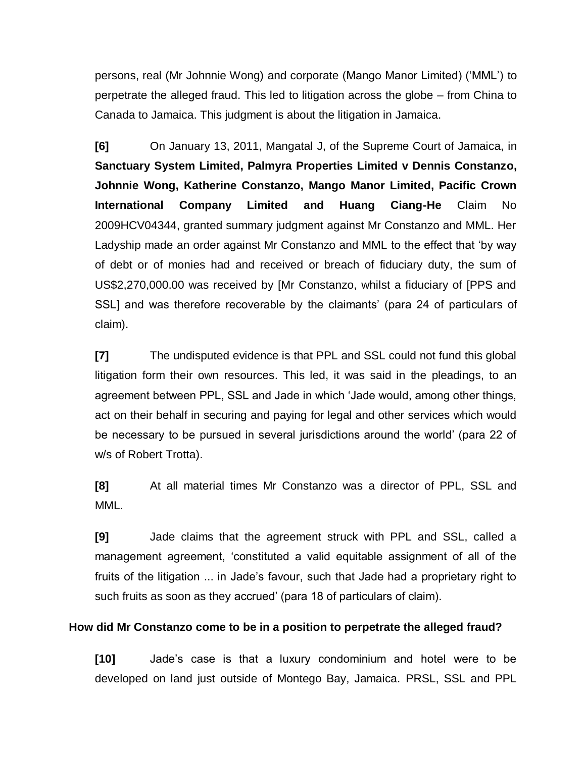persons, real (Mr Johnnie Wong) and corporate (Mango Manor Limited) ('MML') to perpetrate the alleged fraud. This led to litigation across the globe – from China to Canada to Jamaica. This judgment is about the litigation in Jamaica.

**[6]** On January 13, 2011, Mangatal J, of the Supreme Court of Jamaica, in **Sanctuary System Limited, Palmyra Properties Limited v Dennis Constanzo, Johnnie Wong, Katherine Constanzo, Mango Manor Limited, Pacific Crown International Company Limited and Huang Ciang-He** Claim No 2009HCV04344, granted summary judgment against Mr Constanzo and MML. Her Ladyship made an order against Mr Constanzo and MML to the effect that 'by way of debt or of monies had and received or breach of fiduciary duty, the sum of US$2,270,000.00 was received by [Mr Constanzo, whilst a fiduciary of [PPS and SSL] and was therefore recoverable by the claimants' (para 24 of particulars of claim).

**[7]** The undisputed evidence is that PPL and SSL could not fund this global litigation form their own resources. This led, it was said in the pleadings, to an agreement between PPL, SSL and Jade in which 'Jade would, among other things, act on their behalf in securing and paying for legal and other services which would be necessary to be pursued in several jurisdictions around the world' (para 22 of w/s of Robert Trotta).

**[8]** At all material times Mr Constanzo was a director of PPL, SSL and MML.

**[9]** Jade claims that the agreement struck with PPL and SSL, called a management agreement, 'constituted a valid equitable assignment of all of the fruits of the litigation ... in Jade's favour, such that Jade had a proprietary right to such fruits as soon as they accrued' (para 18 of particulars of claim).

### How did Mr Constanzo come to be in a position to perpetrate the alleged fraud?

**[10]** Jade's case is that a luxury condominium and hotel were to be developed on land just outside of Montego Bay, Jamaica. PRSL, SSL and PPL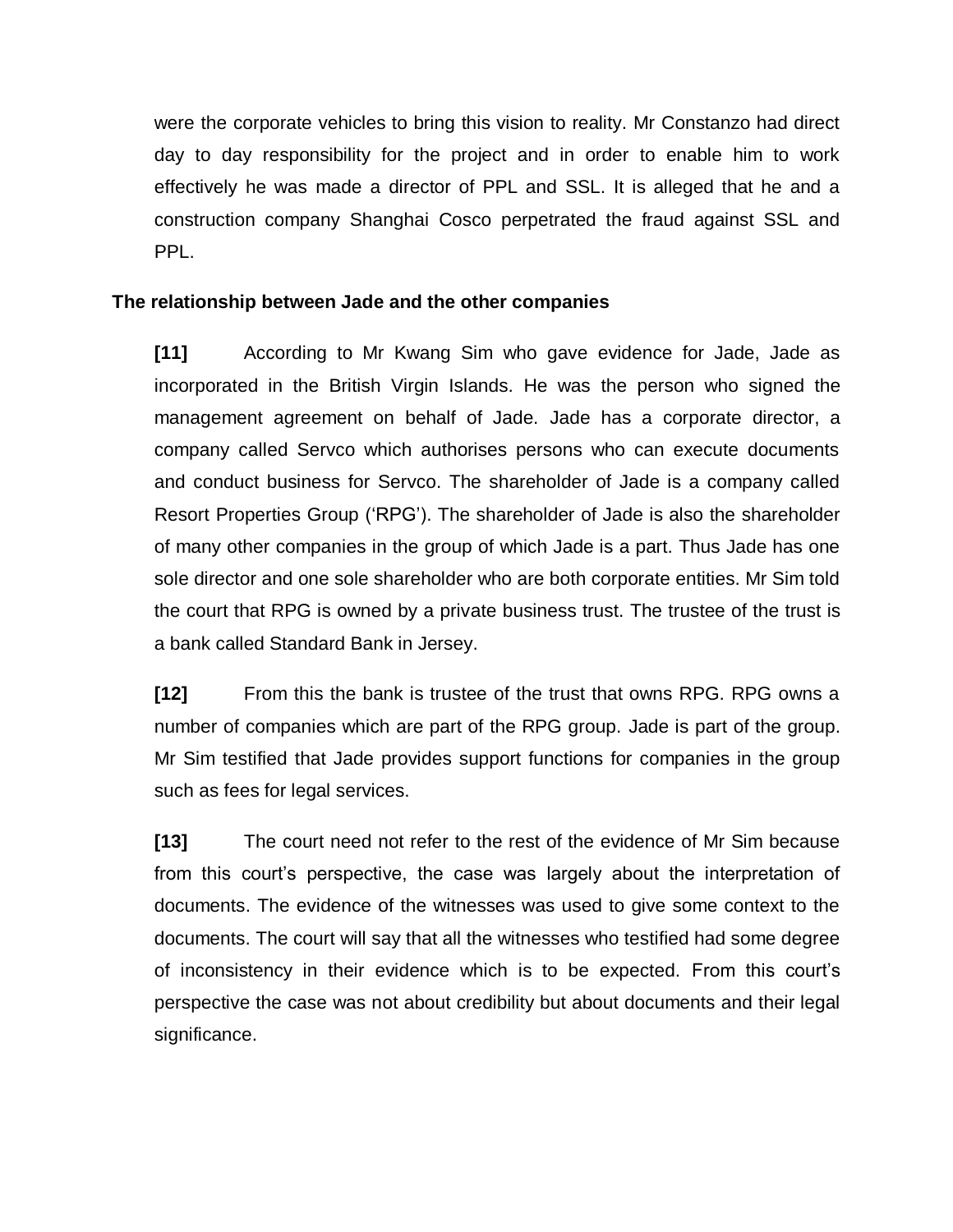were the corporate vehicles to bring this vision to reality. Mr Constanzo had direct day to day responsibility for the project and in order to enable him to work effectively he was made a director of PPL and SSL. It is alleged that he and a construction company Shanghai Cosco perpetrated the fraud against SSL and PPL.

**The relationship between Jade and the other companies**

**[11]** According to Mr Kwang Sim who gave evidence for Jade, Jade as incorporated in the British Virgin Islands. He was the person who signed the management agreement on behalf of Jade. Jade has a corporate director, a company called Servco which authorises persons who can execute documents and conduct business for Servco. The shareholder of Jade is a company called Resort Properties Group ('RPG'). The shareholder of Jade is also the shareholder of many other companies in the group of which Jade is a part. Thus Jade has one sole director and one sole shareholder who are both corporate entities. Mr Sim told the court that RPG is owned by a private business trust. The trustee of the trust is a bank called Standard Bank in Jersey.

**[12]** From this the bank is trustee of the trust that owns RPG. RPG owns a number of companies which are part of the RPG group. Jade is part of the group. Mr Sim testified that Jade provides support functions for companies in the group such as fees for legal services.

**[13]** The court need not refer to the rest of the evidence of Mr Sim because from this court's perspective, the case was largely about the interpretation of documents. The evidence of the witnesses was used to give some context to the documents. The court will say that all the witnesses who testified had some degree of inconsistency in their evidence which is to be expected. From this court's perspective the case was not about credibility but about documents and their legal significance.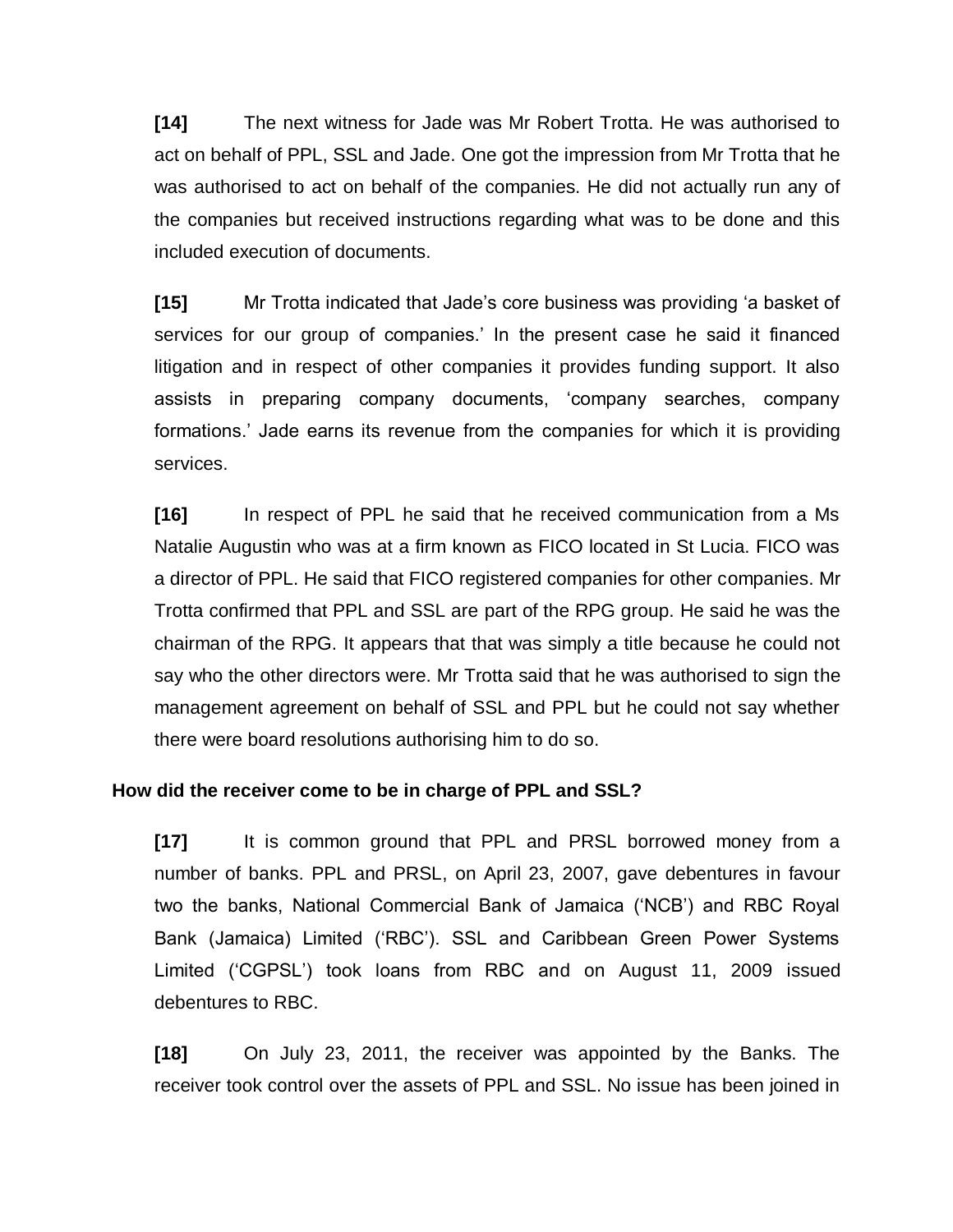**[14]** The next witness for Jade was Mr Robert Trotta. He was authorised to act on behalf of PPL, SSL and Jade. One got the impression from Mr Trotta that he was authorised to act on behalf of the companies. He did not actually run any of the companies but received instructions regarding what was to be done and this included execution of documents.

**[15]** Mr Trotta indicated that Jade's core business was providing 'a basket of services for our group of companies.' In the present case he said it financed litigation and in respect of other companies it provides funding support. It also assists in preparing company documents, 'company searches, company formations.' Jade earns its revenue from the companies for which it is providing services.

**[16]** In respect of PPL he said that he received communication from a Ms Natalie Augustin who was at a firm known as FICO located in St Lucia. FICO was a director of PPL. He said that FICO registered companies for other companies. Mr Trotta confirmed that PPL and SSL are part of the RPG group. He said he was the chairman of the RPG. It appears that that was simply a title because he could not say who the other directors were. Mr Trotta said that he was authorised to sign the management agreement on behalf of SSL and PPL but he could not say whether there were board resolutions authorising him to do so.

### How did the receiver come to be in charge of PPL and SSL?

**[17]** It is common ground that PPL and PRSL borrowed money from a number of banks. PPL and PRSL, on April 23, 2007, gave debentures in favour two the banks, National Commercial Bank of Jamaica ('NCB') and RBC Royal Bank (Jamaica) Limited ('RBC'). SSL and Caribbean Green Power Systems Limited ('CGPSL') took loans from RBC and on August 11, 2009 issued debentures to RBC.

**[18]** On July 23, 2011, the receiver was appointed by the Banks. The receiver took control over the assets of PPL and SSL. No issue has been joined in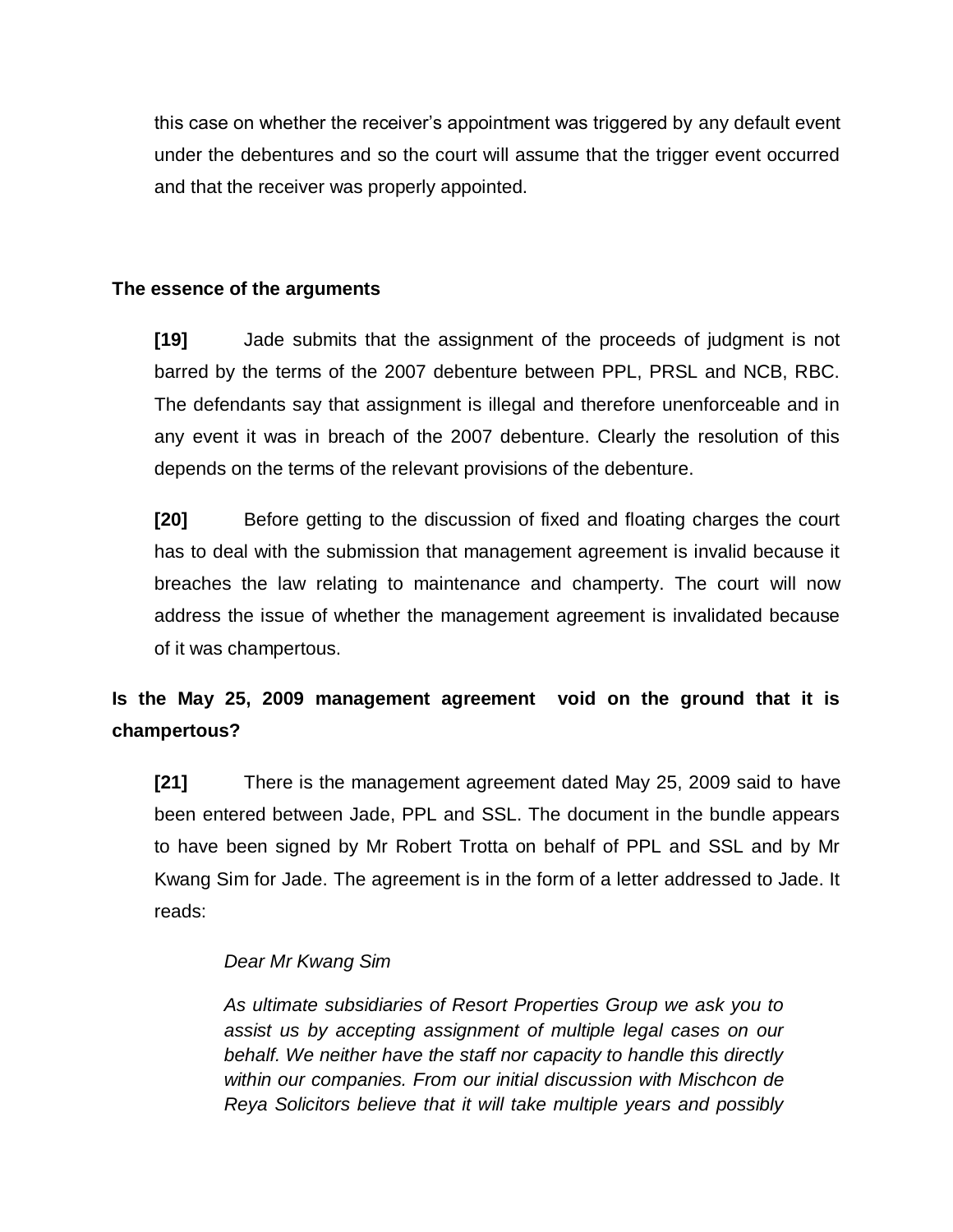this case on whether the receiver's appointment was triggered by any default event under the debentures and so the court will assume that the trigger event occurred and that the receiver was properly appointed.

### The essence of the arguments

**[19]** Jade submits that the assignment of the proceeds of judgment is not barred by the terms of the 2007 debenture between PPL, PRSL and NCB, RBC. The defendants say that assignment is illegal and therefore unenforceable and in any event it was in breach of the 2007 debenture. Clearly the resolution of this depends on the terms of the relevant provisions of the debenture.

**[20]** Before getting to the discussion of fixed and floating charges the court has to deal with the submission that management agreement is invalid because it breaches the law relating to maintenance and champerty. The court will now address the issue of whether the management agreement is invalidated because of it was champertous.

### Is the May 25, 2009 management agreement void on the ground that it is champertous?

**[21]** There is the management agreement dated May 25, 2009 said to have been entered between Jade, PPL and SSL. The document in the bundle appears to have been signed by Mr Robert Trotta on behalf of PPL and SSL and by Mr Kwang Sim for Jade. The agreement is in the form of a letter addressed to Jade. It reads:

> *Dear Mr Kwang Sim*
>
> *As ultimate subsidiaries of Resort Properties Group we ask you to assist us by accepting assignment of multiple legal cases on our behalf. We neither have the staff nor capacity to handle this directly within our companies. From our initial discussion with Mischcon de Reya Solicitors believe that it will take multiple years and possibly*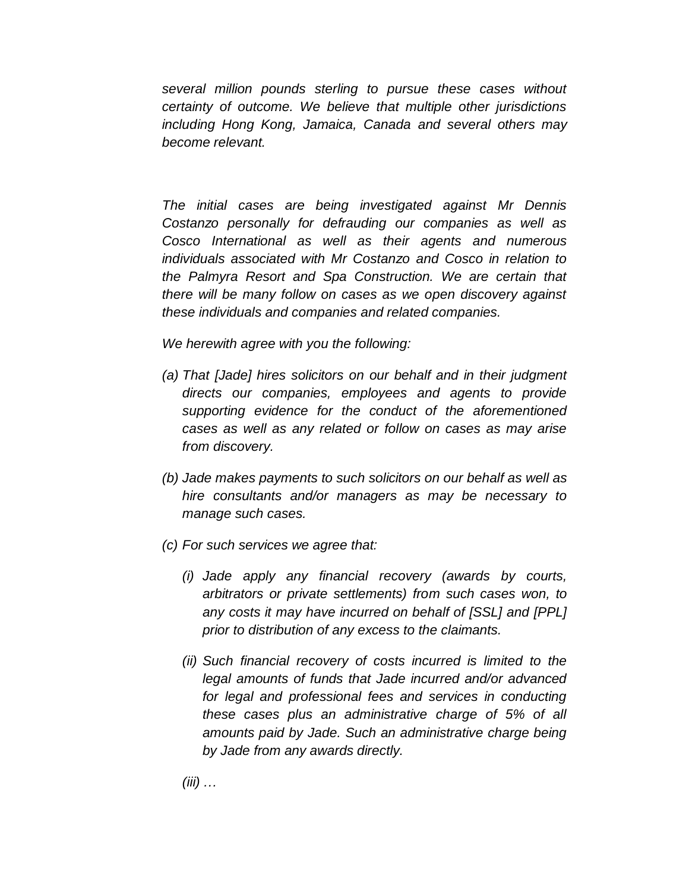*several million pounds sterling to pursue these cases without certainty of outcome. We believe that multiple other jurisdictions including Hong Kong, Jamaica, Canada and several others may become relevant.*

*The initial cases are being investigated against Mr Dennis Costanzo personally for defrauding our companies as well as Cosco International as well as their agents and numerous individuals associated with Mr Costanzo and Cosco in relation to the Palmyra Resort and Spa Construction. We are certain that there will be many follow on cases as we open discovery against these individuals and companies and related companies.*

*We herewith agree with you the following:*

*(a) That [Jade] hires solicitors on our behalf and in their judgment directs our companies, employees and agents to provide supporting evidence for the conduct of the aforementioned cases as well as any related or follow on cases as may arise from discovery.*

*(b) Jade makes payments to such solicitors on our behalf as well as hire consultants and/or managers as may be necessary to manage such cases.*

*(c) For such services we agree that:*

*(i) Jade apply any financial recovery (awards by courts, arbitrators or private settlements) from such cases won, to any costs it may have incurred on behalf of [SSL] and [PPL] prior to distribution of any excess to the claimants.*

*(ii) Such financial recovery of costs incurred is limited to the legal amounts of funds that Jade incurred and/or advanced for legal and professional fees and services in conducting these cases plus an administrative charge of 5% of all amounts paid by Jade. Such an administrative charge being by Jade from any awards directly.*

*(iii) …*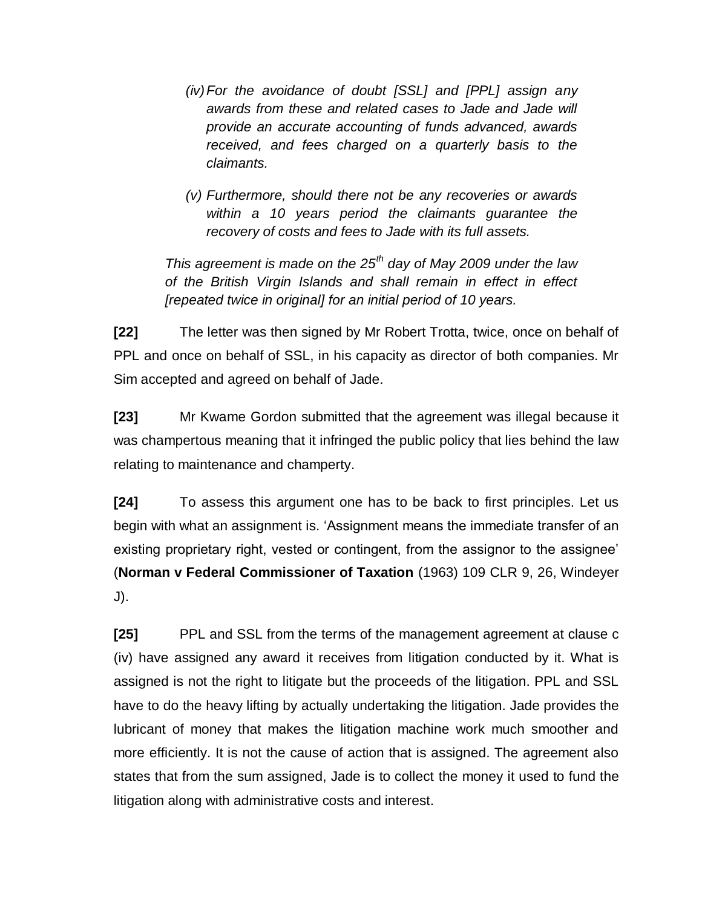> *(iv) For the avoidance of doubt [SSL] and [PPL] assign any awards from these and related cases to Jade and Jade will provide an accurate accounting of funds advanced, awards received, and fees charged on a quarterly basis to the claimants.*
>
> *(v) Furthermore, should there not be any recoveries or awards within a 10 years period the claimants guarantee the recovery of costs and fees to Jade with its full assets.*
>
> *This agreement is made on the 25th day of May 2009 under the law of the British Virgin Islands and shall remain in effect in effect [repeated twice in original] for an initial period of 10 years.*

**[22]** The letter was then signed by Mr Robert Trotta, twice, once on behalf of PPL and once on behalf of SSL, in his capacity as director of both companies. Mr Sim accepted and agreed on behalf of Jade.

**[23]** Mr Kwame Gordon submitted that the agreement was illegal because it was champertous meaning that it infringed the public policy that lies behind the law relating to maintenance and champerty.

**[24]** To assess this argument one has to be back to first principles. Let us begin with what an assignment is. 'Assignment means the immediate transfer of an existing proprietary right, vested or contingent, from the assignor to the assignee' (**Norman v Federal Commissioner of Taxation** (1963) 109 CLR 9, 26, Windeyer J).

**[25]** PPL and SSL from the terms of the management agreement at clause c (iv) have assigned any award it receives from litigation conducted by it. What is assigned is not the right to litigate but the proceeds of the litigation. PPL and SSL have to do the heavy lifting by actually undertaking the litigation. Jade provides the lubricant of money that makes the litigation machine work much smoother and more efficiently. It is not the cause of action that is assigned. The agreement also states that from the sum assigned, Jade is to collect the money it used to fund the litigation along with administrative costs and interest.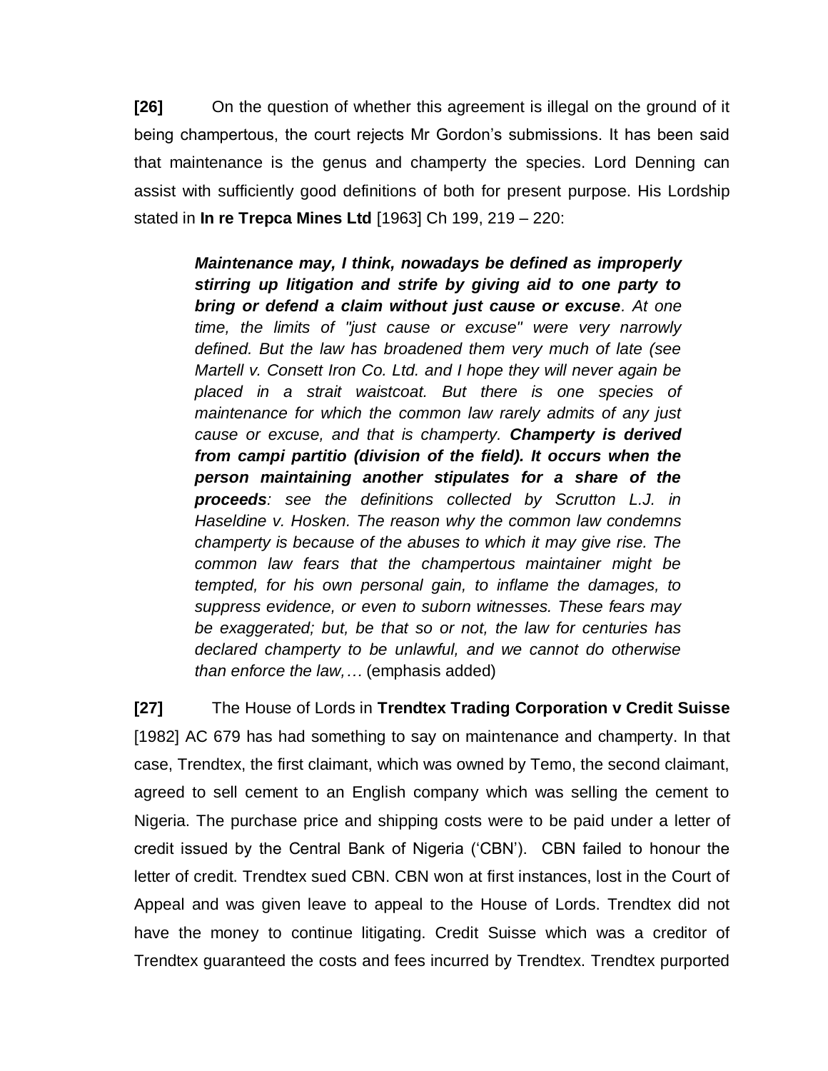**[26]** On the question of whether this agreement is illegal on the ground of it being champertous, the court rejects Mr Gordon's submissions. It has been said that maintenance is the genus and champerty the species. Lord Denning can assist with sufficiently good definitions of both for present purpose. His Lordship stated in **In re Trepca Mines Ltd** [1963] Ch 199, 219 – 220:

> ***Maintenance may, I think, nowadays be defined as improperly stirring up litigation and strife by giving aid to one party to bring or defend a claim without just cause or excuse****. At one time, the limits of "just cause or excuse" were very narrowly defined. But the law has broadened them very much of late (see Martell v. Consett Iron Co. Ltd. and I hope they will never again be placed in a strait waistcoat. But there is one species of maintenance for which the common law rarely admits of any just cause or excuse, and that is champerty.* ***Champerty is derived from campi partitio (division of the field). It occurs when the person maintaining another stipulates for a share of the proceeds****: see the definitions collected by Scrutton L.J. in Haseldine v. Hosken. The reason why the common law condemns champerty is because of the abuses to which it may give rise. The common law fears that the champertous maintainer might be tempted, for his own personal gain, to inflame the damages, to suppress evidence, or even to suborn witnesses. These fears may be exaggerated; but, be that so or not, the law for centuries has declared champerty to be unlawful, and we cannot do otherwise than enforce the law,…* (emphasis added)

**[27]** The House of Lords in **Trendtex Trading Corporation v Credit Suisse** [1982] AC 679 has had something to say on maintenance and champerty. In that case, Trendtex, the first claimant, which was owned by Temo, the second claimant, agreed to sell cement to an English company which was selling the cement to Nigeria. The purchase price and shipping costs were to be paid under a letter of credit issued by the Central Bank of Nigeria ('CBN'). CBN failed to honour the letter of credit. Trendtex sued CBN. CBN won at first instances, lost in the Court of Appeal and was given leave to appeal to the House of Lords. Trendtex did not have the money to continue litigating. Credit Suisse which was a creditor of Trendtex guaranteed the costs and fees incurred by Trendtex. Trendtex purported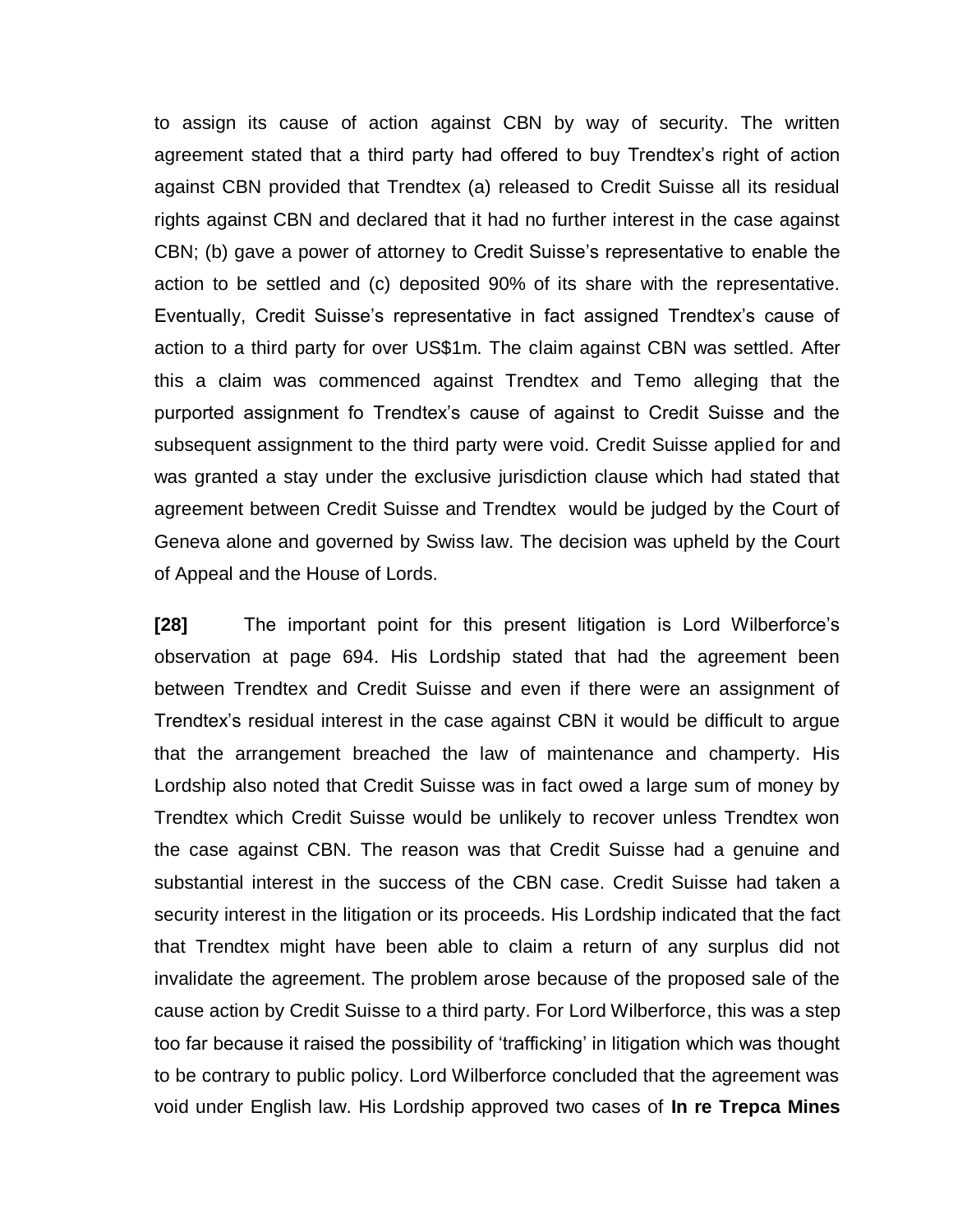to assign its cause of action against CBN by way of security. The written agreement stated that a third party had offered to buy Trendtex's right of action against CBN provided that Trendtex (a) released to Credit Suisse all its residual rights against CBN and declared that it had no further interest in the case against CBN; (b) gave a power of attorney to Credit Suisse's representative to enable the action to be settled and (c) deposited 90% of its share with the representative. Eventually, Credit Suisse's representative in fact assigned Trendtex's cause of action to a third party for over US$1m. The claim against CBN was settled. After this a claim was commenced against Trendtex and Temo alleging that the purported assignment fo Trendtex's cause of against to Credit Suisse and the subsequent assignment to the third party were void. Credit Suisse applied for and was granted a stay under the exclusive jurisdiction clause which had stated that agreement between Credit Suisse and Trendtex would be judged by the Court of Geneva alone and governed by Swiss law. The decision was upheld by the Court of Appeal and the House of Lords.

**[28]** The important point for this present litigation is Lord Wilberforce's observation at page 694. His Lordship stated that had the agreement been between Trendtex and Credit Suisse and even if there were an assignment of Trendtex's residual interest in the case against CBN it would be difficult to argue that the arrangement breached the law of maintenance and champerty. His Lordship also noted that Credit Suisse was in fact owed a large sum of money by Trendtex which Credit Suisse would be unlikely to recover unless Trendtex won the case against CBN. The reason was that Credit Suisse had a genuine and substantial interest in the success of the CBN case. Credit Suisse had taken a security interest in the litigation or its proceeds. His Lordship indicated that the fact that Trendtex might have been able to claim a return of any surplus did not invalidate the agreement. The problem arose because of the proposed sale of the cause action by Credit Suisse to a third party. For Lord Wilberforce, this was a step too far because it raised the possibility of 'trafficking' in litigation which was thought to be contrary to public policy. Lord Wilberforce concluded that the agreement was void under English law. His Lordship approved two cases of **In re Trepca Mines**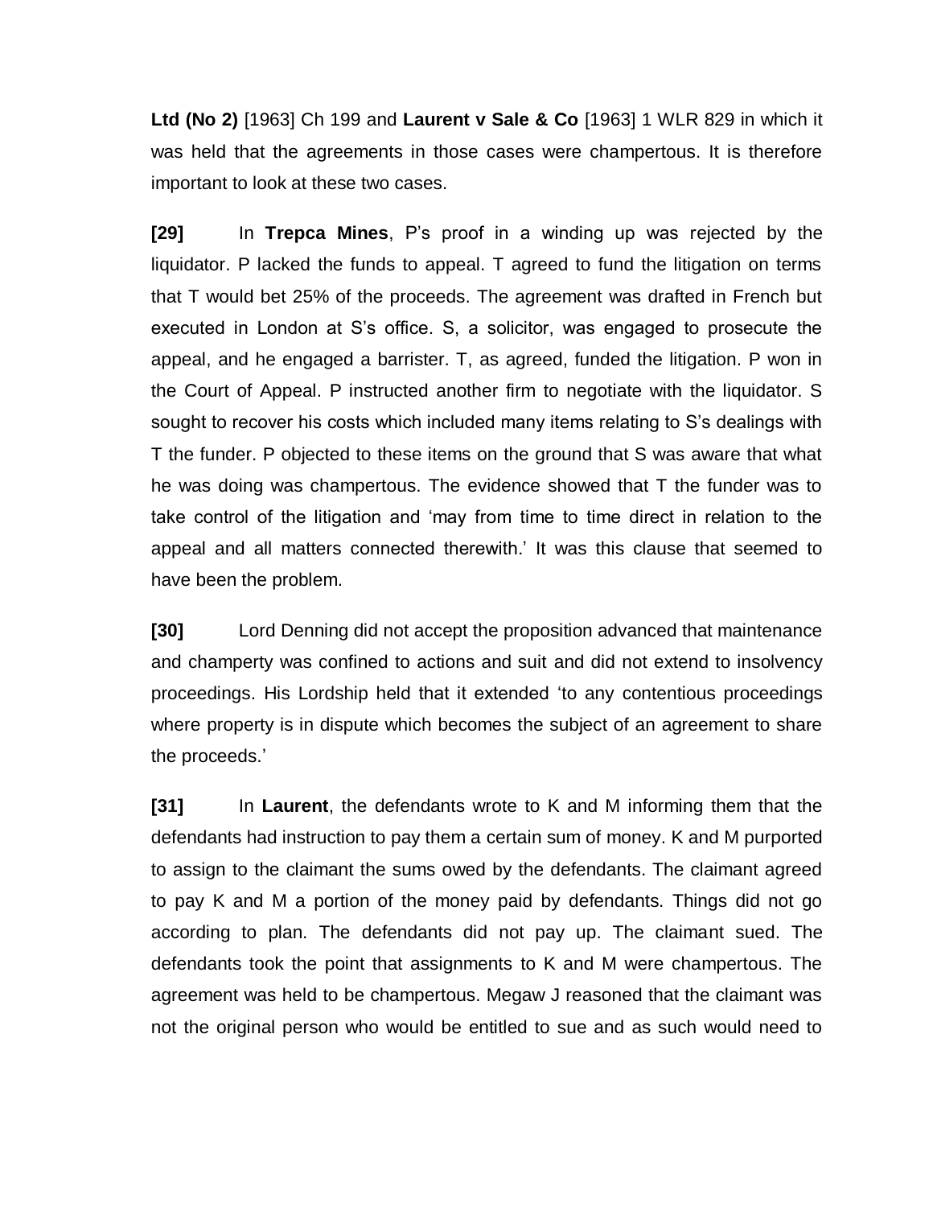**Ltd (No 2)** [1963] Ch 199 and **Laurent v Sale & Co** [1963] 1 WLR 829 in which it was held that the agreements in those cases were champertous. It is therefore important to look at these two cases.

**[29]** In **Trepca Mines**, P's proof in a winding up was rejected by the liquidator. P lacked the funds to appeal. T agreed to fund the litigation on terms that T would bet 25% of the proceeds. The agreement was drafted in French but executed in London at S's office. S, a solicitor, was engaged to prosecute the appeal, and he engaged a barrister. T, as agreed, funded the litigation. P won in the Court of Appeal. P instructed another firm to negotiate with the liquidator. S sought to recover his costs which included many items relating to S's dealings with T the funder. P objected to these items on the ground that S was aware that what he was doing was champertous. The evidence showed that T the funder was to take control of the litigation and 'may from time to time direct in relation to the appeal and all matters connected therewith.' It was this clause that seemed to have been the problem.

**[30]** Lord Denning did not accept the proposition advanced that maintenance and champerty was confined to actions and suit and did not extend to insolvency proceedings. His Lordship held that it extended 'to any contentious proceedings where property is in dispute which becomes the subject of an agreement to share the proceeds.'

**[31]** In **Laurent**, the defendants wrote to K and M informing them that the defendants had instruction to pay them a certain sum of money. K and M purported to assign to the claimant the sums owed by the defendants. The claimant agreed to pay K and M a portion of the money paid by defendants. Things did not go according to plan. The defendants did not pay up. The claimant sued. The defendants took the point that assignments to K and M were champertous. The agreement was held to be champertous. Megaw J reasoned that the claimant was not the original person who would be entitled to sue and as such would need to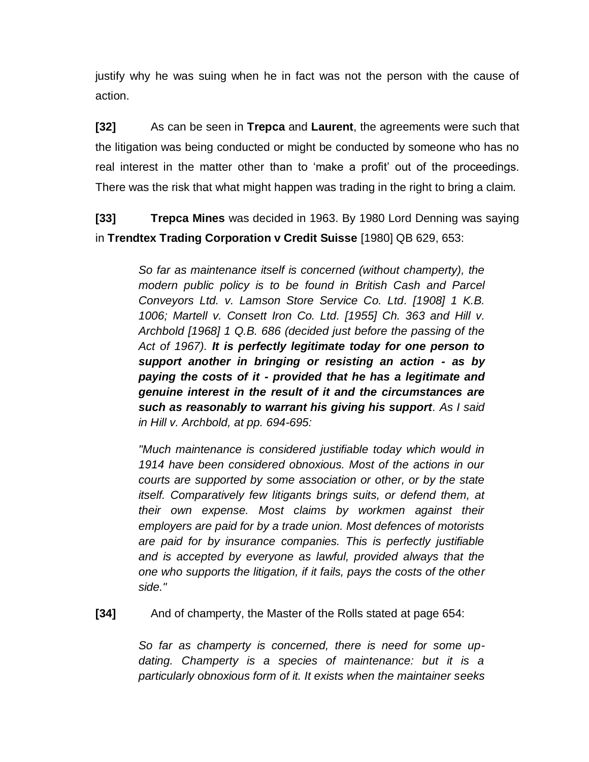justify why he was suing when he in fact was not the person with the cause of action.

**[32]** As can be seen in **Trepca** and **Laurent**, the agreements were such that the litigation was being conducted or might be conducted by someone who has no real interest in the matter other than to 'make a profit' out of the proceedings. There was the risk that what might happen was trading in the right to bring a claim.

**[33]** **Trepca Mines** was decided in 1963. By 1980 Lord Denning was saying in **Trendtex Trading Corporation v Credit Suisse** [1980] QB 629, 653:

> *So far as maintenance itself is concerned (without champerty), the modern public policy is to be found in British Cash and Parcel Conveyors Ltd. v. Lamson Store Service Co. Ltd. [1908] 1 K.B. 1006; Martell v. Consett Iron Co. Ltd. [1955] Ch. 363 and Hill v. Archbold [1968] 1 Q.B. 686 (decided just before the passing of the Act of 1967).* ***It is perfectly legitimate today for one person to support another in bringing or resisting an action - as by paying the costs of it - provided that he has a legitimate and genuine interest in the result of it and the circumstances are such as reasonably to warrant his giving his support****. As I said in Hill v. Archbold, at pp. 694-695:*
>
> *"Much maintenance is considered justifiable today which would in 1914 have been considered obnoxious. Most of the actions in our courts are supported by some association or other, or by the state itself. Comparatively few litigants brings suits, or defend them, at their own expense. Most claims by workmen against their employers are paid for by a trade union. Most defences of motorists are paid for by insurance companies. This is perfectly justifiable and is accepted by everyone as lawful, provided always that the one who supports the litigation, if it fails, pays the costs of the other side."*

**[34]** And of champerty, the Master of the Rolls stated at page 654:

> *So far as champerty is concerned, there is need for some up-dating. Champerty is a species of maintenance: but it is a particularly obnoxious form of it. It exists when the maintainer seeks*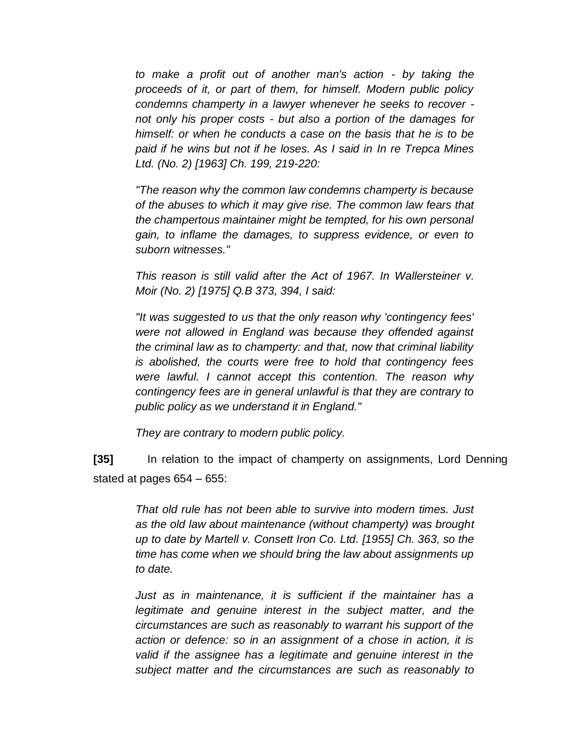*to make a profit out of another man's action - by taking the proceeds of it, or part of them, for himself. Modern public policy condemns champerty in a lawyer whenever he seeks to recover - not only his proper costs - but also a portion of the damages for himself: or when he conducts a case on the basis that he is to be paid if he wins but not if he loses. As I said in In re Trepca Mines Ltd. (No. 2) [1963] Ch. 199, 219-220:*

*"The reason why the common law condemns champerty is because of the abuses to which it may give rise. The common law fears that the champertous maintainer might be tempted, for his own personal gain, to inflame the damages, to suppress evidence, or even to suborn witnesses."*

*This reason is still valid after the Act of 1967. In Wallersteiner v. Moir (No. 2) [1975] Q.B 373, 394, I said:*

*"It was suggested to us that the only reason why 'contingency fees' were not allowed in England was because they offended against the criminal law as to champerty: and that, now that criminal liability is abolished, the courts were free to hold that contingency fees were lawful. I cannot accept this contention. The reason why contingency fees are in general unlawful is that they are contrary to public policy as we understand it in England."*

*They are contrary to modern public policy.*

**[35]** In relation to the impact of champerty on assignments, Lord Denning stated at pages 654 – 655:

*That old rule has not been able to survive into modern times. Just as the old law about maintenance (without champerty) was brought up to date by Martell v. Consett Iron Co. Ltd. [1955] Ch. 363, so the time has come when we should bring the law about assignments up to date.*

*Just as in maintenance, it is sufficient if the maintainer has a legitimate and genuine interest in the subject matter, and the circumstances are such as reasonably to warrant his support of the action or defence: so in an assignment of a chose in action, it is valid if the assignee has a legitimate and genuine interest in the subject matter and the circumstances are such as reasonably to*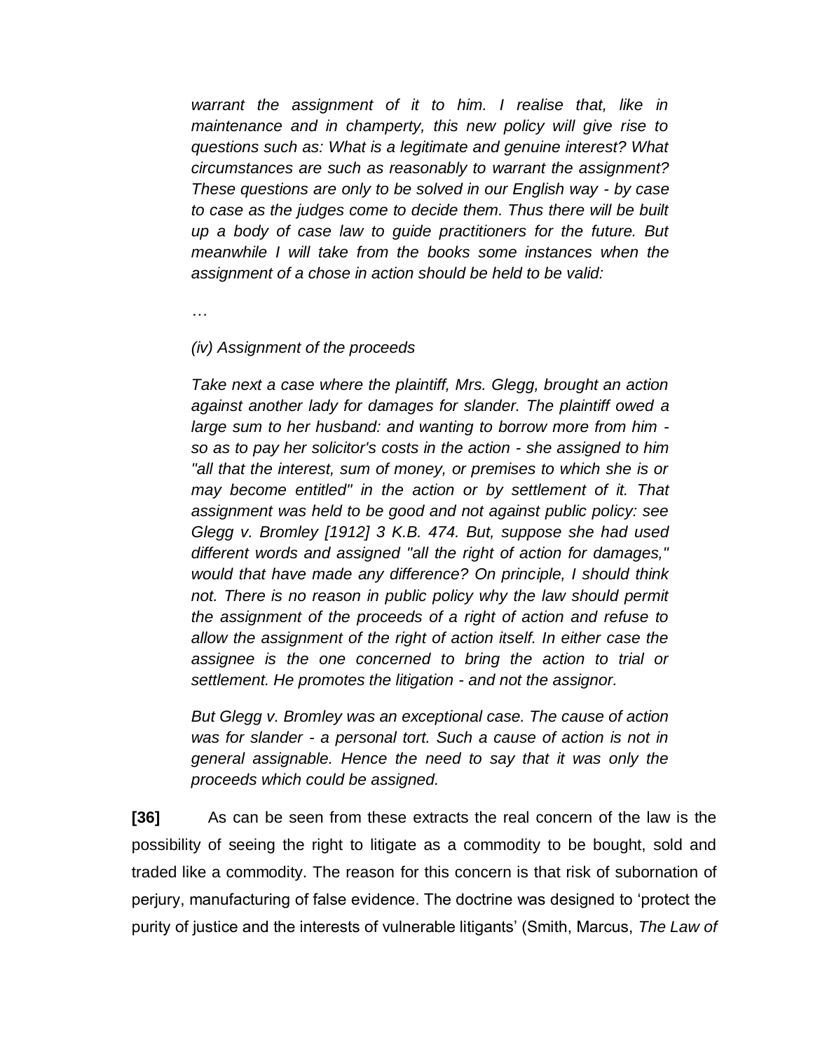*warrant the assignment of it to him. I realise that, like in maintenance and in champerty, this new policy will give rise to questions such as: What is a legitimate and genuine interest? What circumstances are such as reasonably to warrant the assignment? These questions are only to be solved in our English way - by case to case as the judges come to decide them. Thus there will be built up a body of case law to guide practitioners for the future. But meanwhile I will take from the books some instances when the assignment of a chose in action should be held to be valid:*

*…*

*(iv) Assignment of the proceeds*

*Take next a case where the plaintiff, Mrs. Glegg, brought an action against another lady for damages for slander. The plaintiff owed a large sum to her husband: and wanting to borrow more from him - so as to pay her solicitor's costs in the action - she assigned to him "all that the interest, sum of money, or premises to which she is or may become entitled" in the action or by settlement of it. That assignment was held to be good and not against public policy: see Glegg v. Bromley [1912] 3 K.B. 474. But, suppose she had used different words and assigned "all the right of action for damages," would that have made any difference? On principle, I should think not. There is no reason in public policy why the law should permit the assignment of the proceeds of a right of action and refuse to allow the assignment of the right of action itself. In either case the assignee is the one concerned to bring the action to trial or settlement. He promotes the litigation - and not the assignor.*

*But Glegg v. Bromley was an exceptional case. The cause of action was for slander - a personal tort. Such a cause of action is not in general assignable. Hence the need to say that it was only the proceeds which could be assigned.*

**[36]** As can be seen from these extracts the real concern of the law is the possibility of seeing the right to litigate as a commodity to be bought, sold and traded like a commodity. The reason for this concern is that risk of subornation of perjury, manufacturing of false evidence. The doctrine was designed to 'protect the purity of justice and the interests of vulnerable litigants' (Smith, Marcus, *The Law of*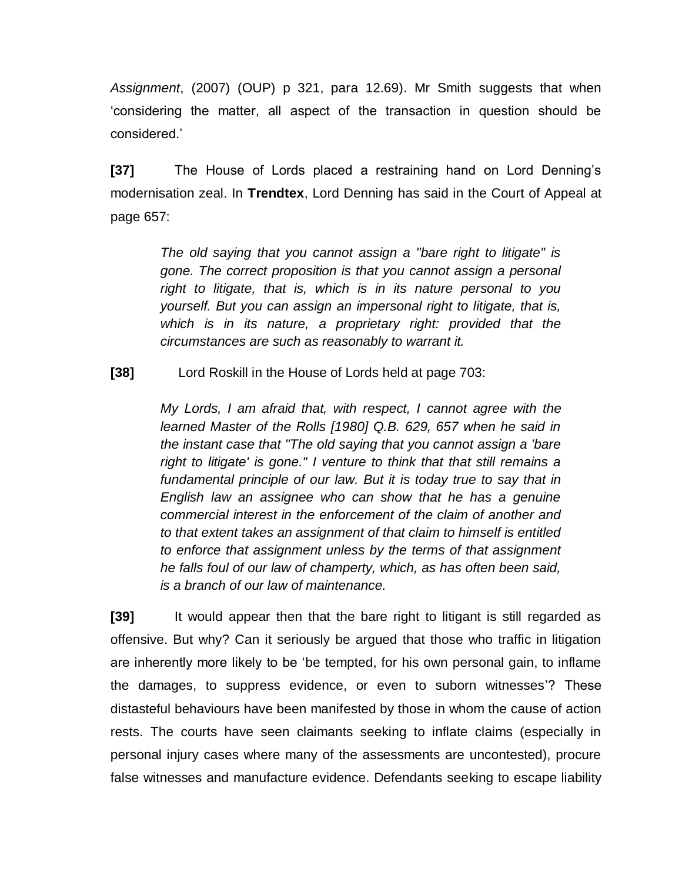*Assignment*, (2007) (OUP) p 321, para 12.69). Mr Smith suggests that when 'considering the matter, all aspect of the transaction in question should be considered.'

**[37]** The House of Lords placed a restraining hand on Lord Denning's modernisation zeal. In **Trendtex**, Lord Denning has said in the Court of Appeal at page 657:

> *The old saying that you cannot assign a "bare right to litigate" is gone. The correct proposition is that you cannot assign a personal right to litigate, that is, which is in its nature personal to you yourself. But you can assign an impersonal right to litigate, that is, which is in its nature, a proprietary right: provided that the circumstances are such as reasonably to warrant it.*

**[38]** Lord Roskill in the House of Lords held at page 703:

> *My Lords, I am afraid that, with respect, I cannot agree with the learned Master of the Rolls [1980] Q.B. 629, 657 when he said in the instant case that "The old saying that you cannot assign a 'bare right to litigate' is gone." I venture to think that that still remains a fundamental principle of our law. But it is today true to say that in English law an assignee who can show that he has a genuine commercial interest in the enforcement of the claim of another and to that extent takes an assignment of that claim to himself is entitled to enforce that assignment unless by the terms of that assignment he falls foul of our law of champerty, which, as has often been said, is a branch of our law of maintenance.*

**[39]** It would appear then that the bare right to litigant is still regarded as offensive. But why? Can it seriously be argued that those who traffic in litigation are inherently more likely to be 'be tempted, for his own personal gain, to inflame the damages, to suppress evidence, or even to suborn witnesses'? These distasteful behaviours have been manifested by those in whom the cause of action rests. The courts have seen claimants seeking to inflate claims (especially in personal injury cases where many of the assessments are uncontested), procure false witnesses and manufacture evidence. Defendants seeking to escape liability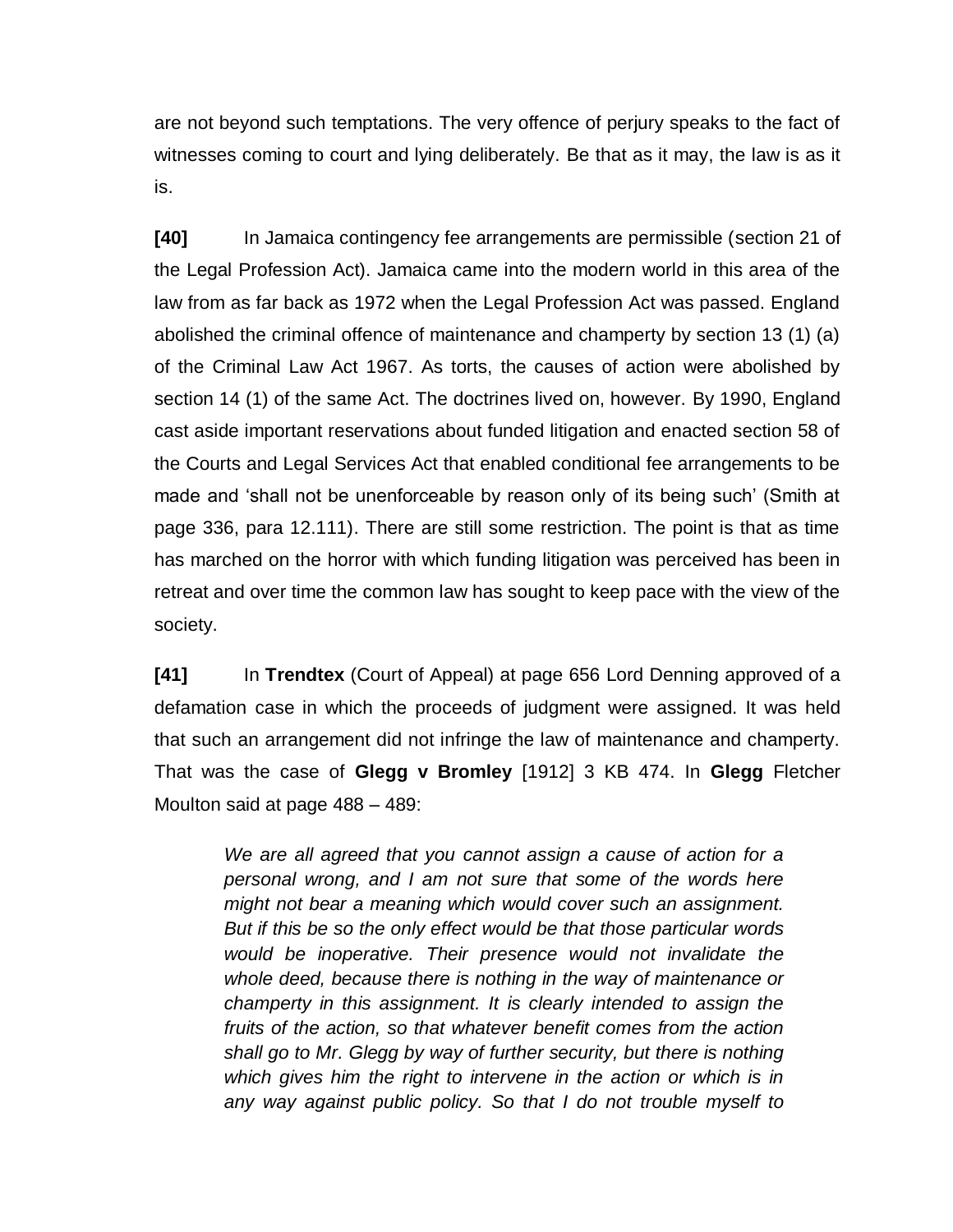are not beyond such temptations. The very offence of perjury speaks to the fact of witnesses coming to court and lying deliberately. Be that as it may, the law is as it is.

**[40]** In Jamaica contingency fee arrangements are permissible (section 21 of the Legal Profession Act). Jamaica came into the modern world in this area of the law from as far back as 1972 when the Legal Profession Act was passed. England abolished the criminal offence of maintenance and champerty by section 13 (1) (a) of the Criminal Law Act 1967. As torts, the causes of action were abolished by section 14 (1) of the same Act. The doctrines lived on, however. By 1990, England cast aside important reservations about funded litigation and enacted section 58 of the Courts and Legal Services Act that enabled conditional fee arrangements to be made and 'shall not be unenforceable by reason only of its being such' (Smith at page 336, para 12.111). There are still some restriction. The point is that as time has marched on the horror with which funding litigation was perceived has been in retreat and over time the common law has sought to keep pace with the view of the society.

**[41]** In **Trendtex** (Court of Appeal) at page 656 Lord Denning approved of a defamation case in which the proceeds of judgment were assigned. It was held that such an arrangement did not infringe the law of maintenance and champerty. That was the case of **Glegg v Bromley** [1912] 3 KB 474. In **Glegg** Fletcher Moulton said at page 488 – 489:

> *We are all agreed that you cannot assign a cause of action for a personal wrong, and I am not sure that some of the words here might not bear a meaning which would cover such an assignment. But if this be so the only effect would be that those particular words would be inoperative. Their presence would not invalidate the whole deed, because there is nothing in the way of maintenance or champerty in this assignment. It is clearly intended to assign the fruits of the action, so that whatever benefit comes from the action shall go to Mr. Glegg by way of further security, but there is nothing which gives him the right to intervene in the action or which is in any way against public policy. So that I do not trouble myself to*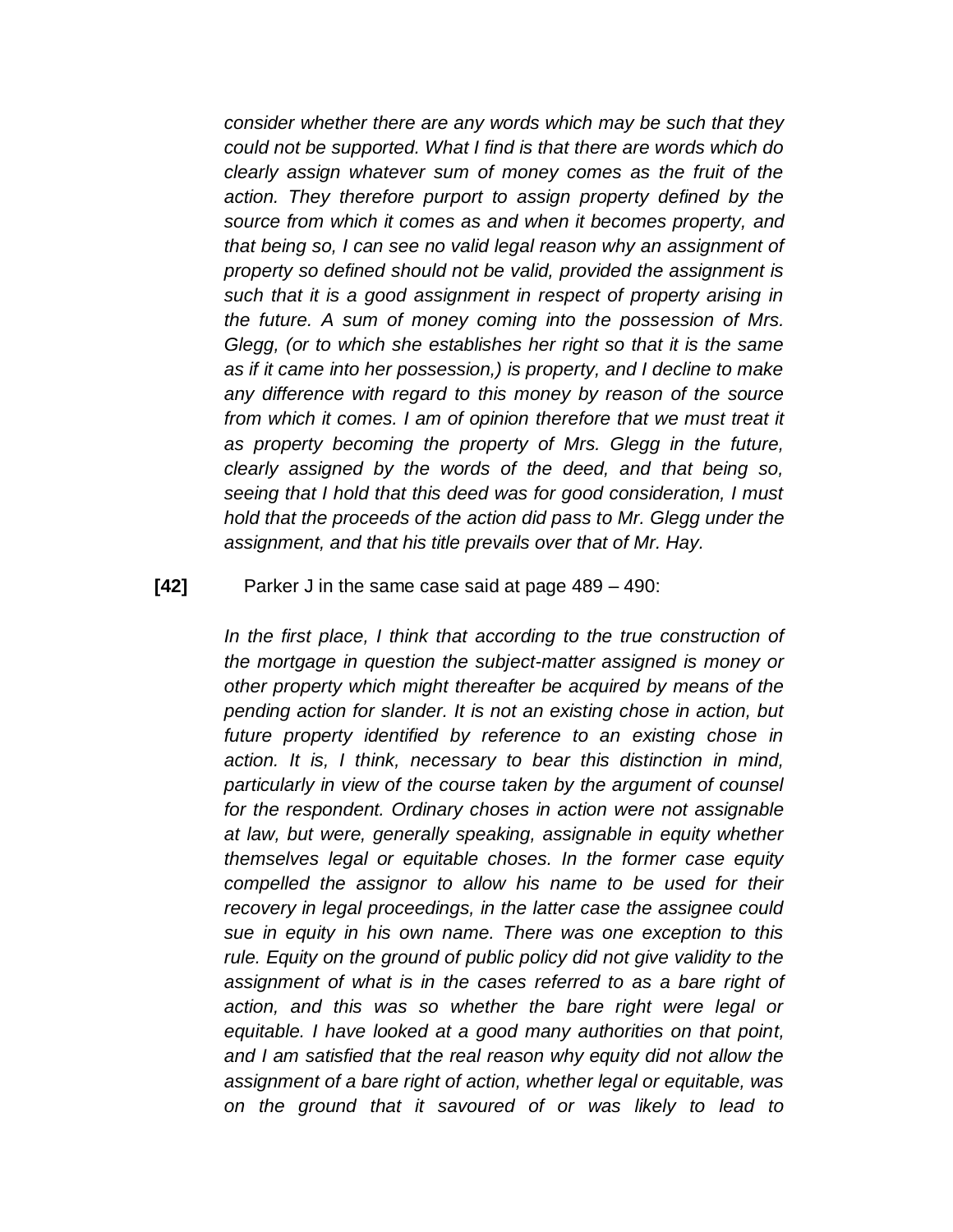*consider whether there are any words which may be such that they could not be supported. What I find is that there are words which do clearly assign whatever sum of money comes as the fruit of the action. They therefore purport to assign property defined by the source from which it comes as and when it becomes property, and that being so, I can see no valid legal reason why an assignment of property so defined should not be valid, provided the assignment is such that it is a good assignment in respect of property arising in the future. A sum of money coming into the possession of Mrs. Glegg, (or to which she establishes her right so that it is the same as if it came into her possession,) is property, and I decline to make any difference with regard to this money by reason of the source from which it comes. I am of opinion therefore that we must treat it as property becoming the property of Mrs. Glegg in the future, clearly assigned by the words of the deed, and that being so, seeing that I hold that this deed was for good consideration, I must hold that the proceeds of the action did pass to Mr. Glegg under the assignment, and that his title prevails over that of Mr. Hay.*

**[42]** Parker J in the same case said at page 489 – 490:

*In the first place, I think that according to the true construction of the mortgage in question the subject-matter assigned is money or other property which might thereafter be acquired by means of the pending action for slander. It is not an existing chose in action, but future property identified by reference to an existing chose in action. It is, I think, necessary to bear this distinction in mind, particularly in view of the course taken by the argument of counsel for the respondent. Ordinary choses in action were not assignable at law, but were, generally speaking, assignable in equity whether themselves legal or equitable choses. In the former case equity compelled the assignor to allow his name to be used for their recovery in legal proceedings, in the latter case the assignee could sue in equity in his own name. There was one exception to this rule. Equity on the ground of public policy did not give validity to the assignment of what is in the cases referred to as a bare right of action, and this was so whether the bare right were legal or equitable. I have looked at a good many authorities on that point, and I am satisfied that the real reason why equity did not allow the assignment of a bare right of action, whether legal or equitable, was on the ground that it savoured of or was likely to lead to*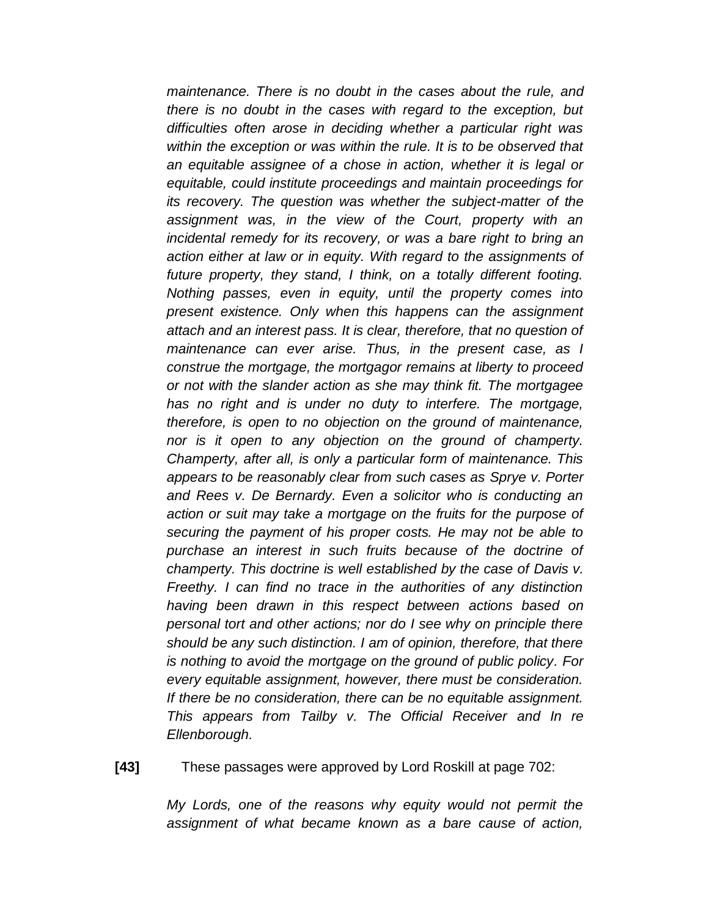*maintenance. There is no doubt in the cases about the rule, and there is no doubt in the cases with regard to the exception, but difficulties often arose in deciding whether a particular right was within the exception or was within the rule. It is to be observed that an equitable assignee of a chose in action, whether it is legal or equitable, could institute proceedings and maintain proceedings for its recovery. The question was whether the subject-matter of the assignment was, in the view of the Court, property with an incidental remedy for its recovery, or was a bare right to bring an action either at law or in equity. With regard to the assignments of future property, they stand, I think, on a totally different footing. Nothing passes, even in equity, until the property comes into present existence. Only when this happens can the assignment attach and an interest pass. It is clear, therefore, that no question of maintenance can ever arise. Thus, in the present case, as I construe the mortgage, the mortgagor remains at liberty to proceed or not with the slander action as she may think fit. The mortgagee has no right and is under no duty to interfere. The mortgage, therefore, is open to no objection on the ground of maintenance, nor is it open to any objection on the ground of champerty. Champerty, after all, is only a particular form of maintenance. This appears to be reasonably clear from such cases as Sprye v. Porter and Rees v. De Bernardy. Even a solicitor who is conducting an action or suit may take a mortgage on the fruits for the purpose of securing the payment of his proper costs. He may not be able to purchase an interest in such fruits because of the doctrine of champerty. This doctrine is well established by the case of Davis v. Freethy. I can find no trace in the authorities of any distinction having been drawn in this respect between actions based on personal tort and other actions; nor do I see why on principle there should be any such distinction. I am of opinion, therefore, that there is nothing to avoid the mortgage on the ground of public policy. For every equitable assignment, however, there must be consideration. If there be no consideration, there can be no equitable assignment. This appears from Tailby v. The Official Receiver and In re Ellenborough.*

**[43]** These passages were approved by Lord Roskill at page 702:

*My Lords, one of the reasons why equity would not permit the assignment of what became known as a bare cause of action,*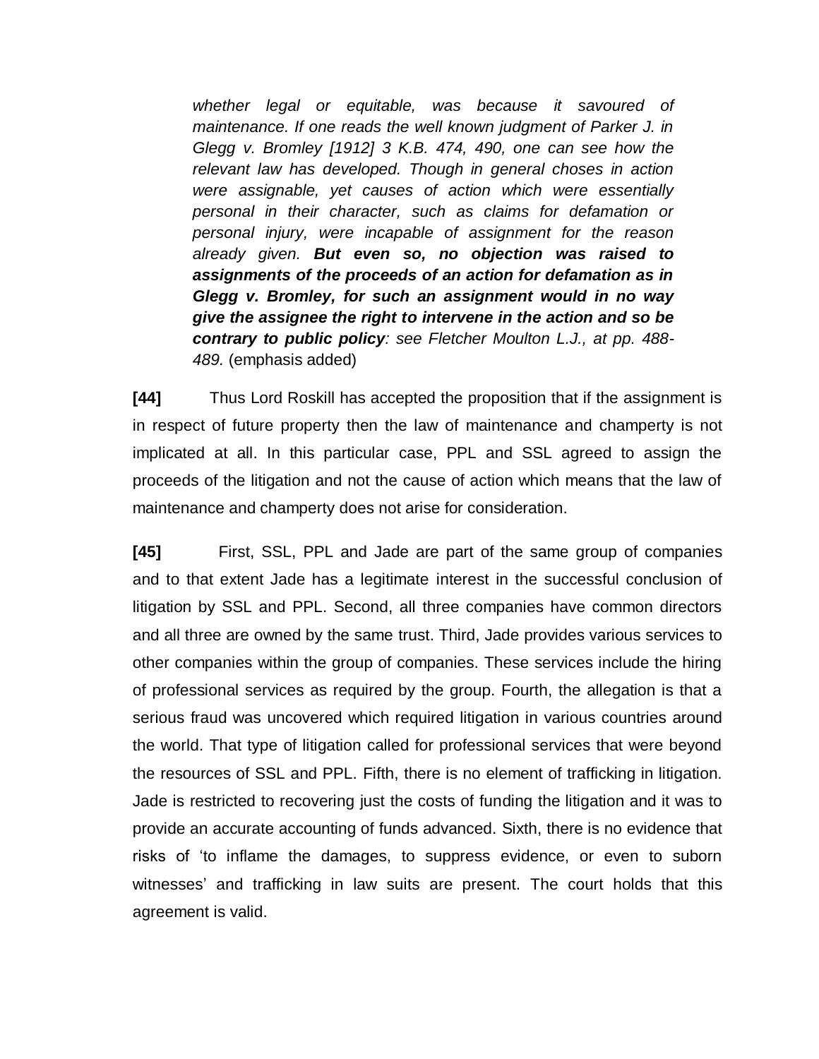> *whether legal or equitable, was because it savoured of maintenance. If one reads the well known judgment of Parker J. in Glegg v. Bromley [1912] 3 K.B. 474, 490, one can see how the relevant law has developed. Though in general choses in action were assignable, yet causes of action which were essentially personal in their character, such as claims for defamation or personal injury, were incapable of assignment for the reason already given.* ***But even so, no objection was raised to assignments of the proceeds of an action for defamation as in Glegg v. Bromley, for such an assignment would in no way give the assignee the right to intervene in the action and so be contrary to public policy****: see Fletcher Moulton L.J., at pp. 488-489.* (emphasis added)

**[44]** Thus Lord Roskill has accepted the proposition that if the assignment is in respect of future property then the law of maintenance and champerty is not implicated at all. In this particular case, PPL and SSL agreed to assign the proceeds of the litigation and not the cause of action which means that the law of maintenance and champerty does not arise for consideration.

**[45]** First, SSL, PPL and Jade are part of the same group of companies and to that extent Jade has a legitimate interest in the successful conclusion of litigation by SSL and PPL. Second, all three companies have common directors and all three are owned by the same trust. Third, Jade provides various services to other companies within the group of companies. These services include the hiring of professional services as required by the group. Fourth, the allegation is that a serious fraud was uncovered which required litigation in various countries around the world. That type of litigation called for professional services that were beyond the resources of SSL and PPL. Fifth, there is no element of trafficking in litigation. Jade is restricted to recovering just the costs of funding the litigation and it was to provide an accurate accounting of funds advanced. Sixth, there is no evidence that risks of 'to inflame the damages, to suppress evidence, or even to suborn witnesses' and trafficking in law suits are present. The court holds that this agreement is valid.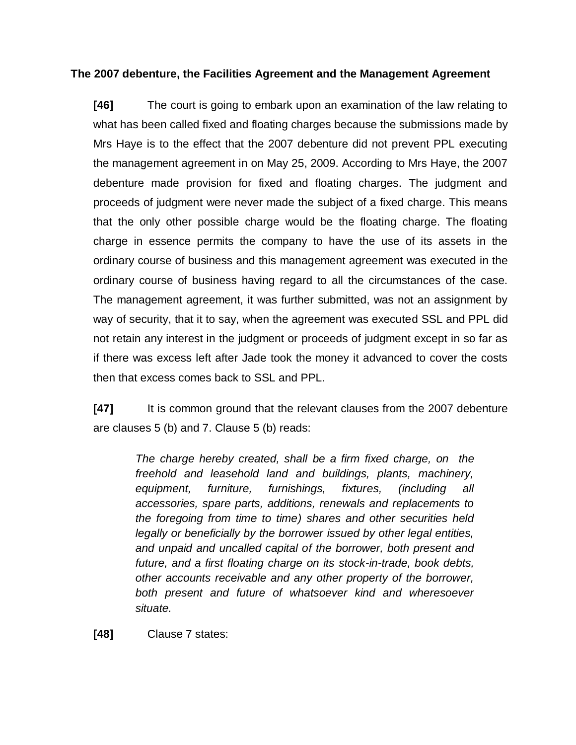**The 2007 debenture, the Facilities Agreement and the Management Agreement**

**[46]** The court is going to embark upon an examination of the law relating to what has been called fixed and floating charges because the submissions made by Mrs Haye is to the effect that the 2007 debenture did not prevent PPL executing the management agreement in on May 25, 2009. According to Mrs Haye, the 2007 debenture made provision for fixed and floating charges. The judgment and proceeds of judgment were never made the subject of a fixed charge. This means that the only other possible charge would be the floating charge. The floating charge in essence permits the company to have the use of its assets in the ordinary course of business and this management agreement was executed in the ordinary course of business having regard to all the circumstances of the case. The management agreement, it was further submitted, was not an assignment by way of security, that it to say, when the agreement was executed SSL and PPL did not retain any interest in the judgment or proceeds of judgment except in so far as if there was excess left after Jade took the money it advanced to cover the costs then that excess comes back to SSL and PPL.

**[47]** It is common ground that the relevant clauses from the 2007 debenture are clauses 5 (b) and 7. Clause 5 (b) reads:

> *The charge hereby created, shall be a firm fixed charge, on the freehold and leasehold land and buildings, plants, machinery, equipment, furniture, furnishings, fixtures, (including all accessories, spare parts, additions, renewals and replacements to the foregoing from time to time) shares and other securities held legally or beneficially by the borrower issued by other legal entities, and unpaid and uncalled capital of the borrower, both present and future, and a first floating charge on its stock-in-trade, book debts, other accounts receivable and any other property of the borrower, both present and future of whatsoever kind and wheresoever situate.*

**[48]** Clause 7 states: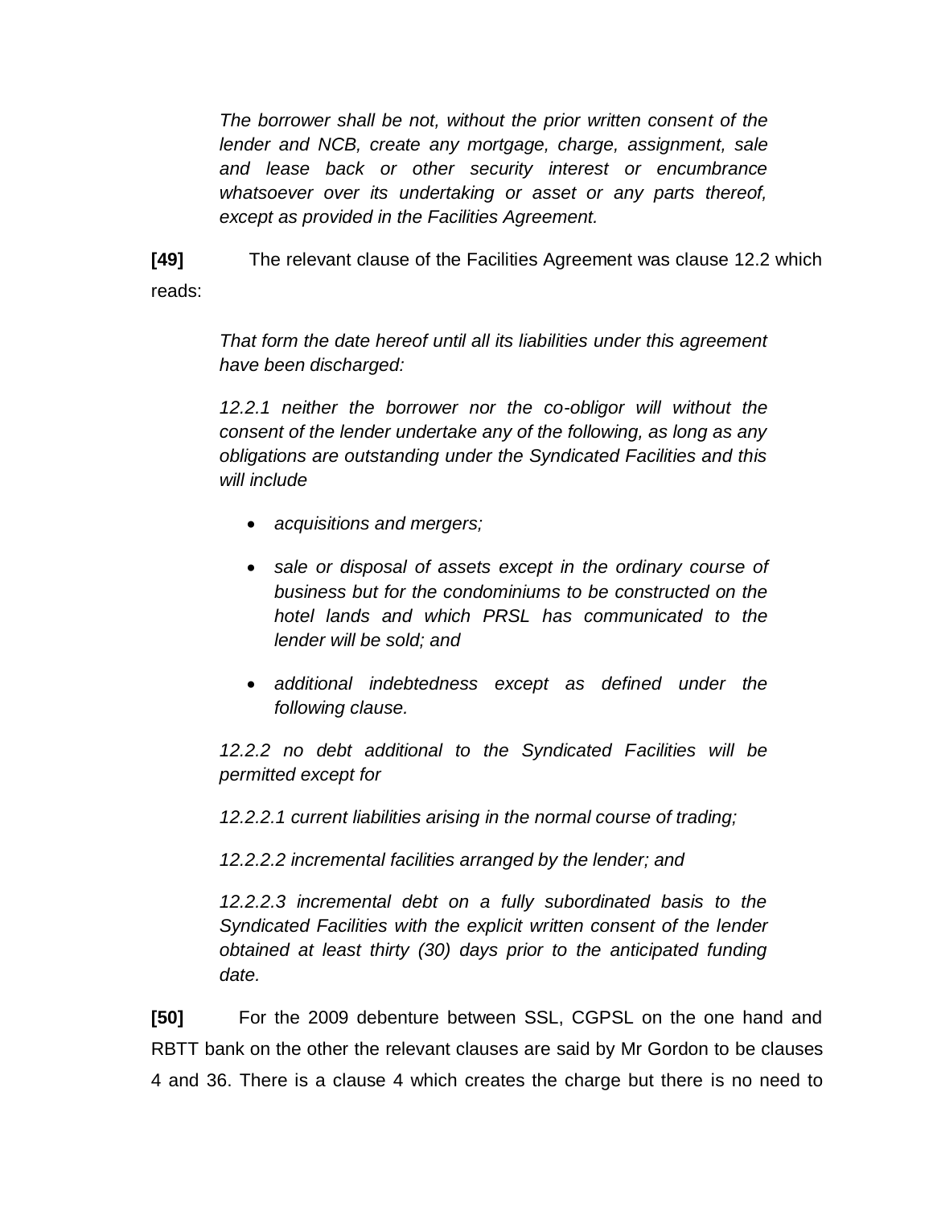> *The borrower shall be not, without the prior written consent of the lender and NCB, create any mortgage, charge, assignment, sale and lease back or other security interest or encumbrance whatsoever over its undertaking or asset or any parts thereof, except as provided in the Facilities Agreement.*

**[49]** The relevant clause of the Facilities Agreement was clause 12.2 which reads:

> *That form the date hereof until all its liabilities under this agreement have been discharged:*
>
> *12.2.1 neither the borrower nor the co-obligor will without the consent of the lender undertake any of the following, as long as any obligations are outstanding under the Syndicated Facilities and this will include*
>
> - *acquisitions and mergers;*
> - *sale or disposal of assets except in the ordinary course of business but for the condominiums to be constructed on the hotel lands and which PRSL has communicated to the lender will be sold; and*
> - *additional indebtedness except as defined under the following clause.*
>
> *12.2.2 no debt additional to the Syndicated Facilities will be permitted except for*
>
> *12.2.2.1 current liabilities arising in the normal course of trading;*
>
> *12.2.2.2 incremental facilities arranged by the lender; and*
>
> *12.2.2.3 incremental debt on a fully subordinated basis to the Syndicated Facilities with the explicit written consent of the lender obtained at least thirty (30) days prior to the anticipated funding date.*

**[50]** For the 2009 debenture between SSL, CGPSL on the one hand and RBTT bank on the other the relevant clauses are said by Mr Gordon to be clauses 4 and 36. There is a clause 4 which creates the charge but there is no need to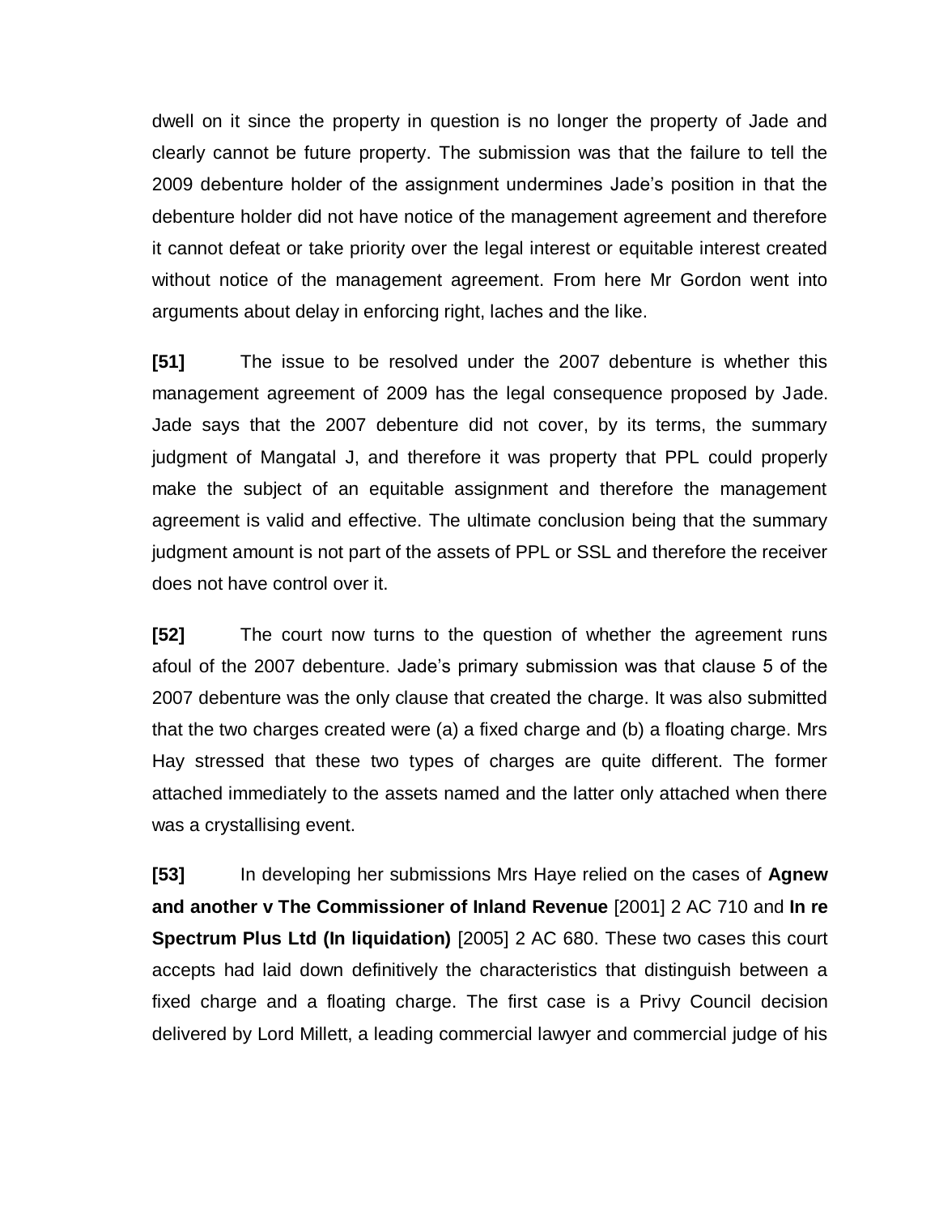dwell on it since the property in question is no longer the property of Jade and clearly cannot be future property. The submission was that the failure to tell the 2009 debenture holder of the assignment undermines Jade's position in that the debenture holder did not have notice of the management agreement and therefore it cannot defeat or take priority over the legal interest or equitable interest created without notice of the management agreement. From here Mr Gordon went into arguments about delay in enforcing right, laches and the like.

**[51]** The issue to be resolved under the 2007 debenture is whether this management agreement of 2009 has the legal consequence proposed by Jade. Jade says that the 2007 debenture did not cover, by its terms, the summary judgment of Mangatal J, and therefore it was property that PPL could properly make the subject of an equitable assignment and therefore the management agreement is valid and effective. The ultimate conclusion being that the summary judgment amount is not part of the assets of PPL or SSL and therefore the receiver does not have control over it.

**[52]** The court now turns to the question of whether the agreement runs afoul of the 2007 debenture. Jade's primary submission was that clause 5 of the 2007 debenture was the only clause that created the charge. It was also submitted that the two charges created were (a) a fixed charge and (b) a floating charge. Mrs Hay stressed that these two types of charges are quite different. The former attached immediately to the assets named and the latter only attached when there was a crystallising event.

**[53]** In developing her submissions Mrs Haye relied on the cases of **Agnew and another v The Commissioner of Inland Revenue** [2001] 2 AC 710 and **In re Spectrum Plus Ltd (In liquidation)** [2005] 2 AC 680. These two cases this court accepts had laid down definitively the characteristics that distinguish between a fixed charge and a floating charge. The first case is a Privy Council decision delivered by Lord Millett, a leading commercial lawyer and commercial judge of his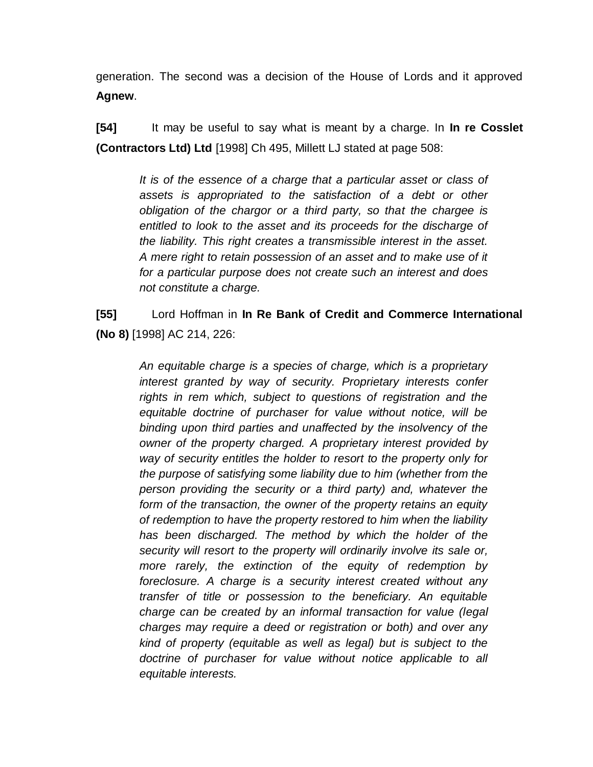generation. The second was a decision of the House of Lords and it approved **Agnew**.

**[54]** It may be useful to say what is meant by a charge. In **In re Cosslet (Contractors Ltd) Ltd** [1998] Ch 495, Millett LJ stated at page 508:

> *It is of the essence of a charge that a particular asset or class of assets is appropriated to the satisfaction of a debt or other obligation of the chargor or a third party, so that the chargee is entitled to look to the asset and its proceeds for the discharge of the liability. This right creates a transmissible interest in the asset. A mere right to retain possession of an asset and to make use of it for a particular purpose does not create such an interest and does not constitute a charge.*

**[55]** Lord Hoffman in **In Re Bank of Credit and Commerce International (No 8)** [1998] AC 214, 226:

> *An equitable charge is a species of charge, which is a proprietary interest granted by way of security. Proprietary interests confer rights in rem which, subject to questions of registration and the equitable doctrine of purchaser for value without notice, will be binding upon third parties and unaffected by the insolvency of the owner of the property charged. A proprietary interest provided by way of security entitles the holder to resort to the property only for the purpose of satisfying some liability due to him (whether from the person providing the security or a third party) and, whatever the form of the transaction, the owner of the property retains an equity of redemption to have the property restored to him when the liability has been discharged. The method by which the holder of the security will resort to the property will ordinarily involve its sale or, more rarely, the extinction of the equity of redemption by foreclosure. A charge is a security interest created without any transfer of title or possession to the beneficiary. An equitable charge can be created by an informal transaction for value (legal charges may require a deed or registration or both) and over any kind of property (equitable as well as legal) but is subject to the doctrine of purchaser for value without notice applicable to all equitable interests.*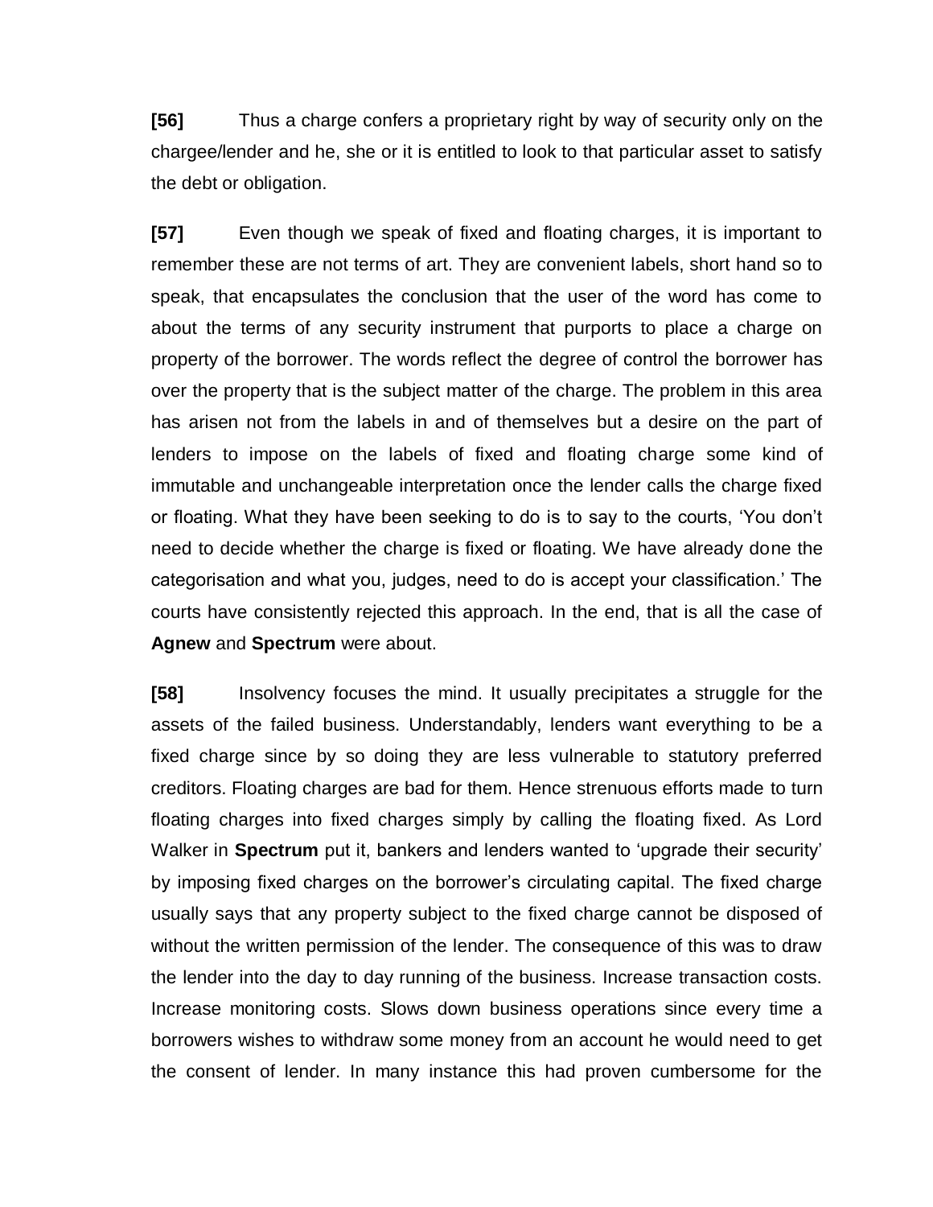**[56]** Thus a charge confers a proprietary right by way of security only on the chargee/lender and he, she or it is entitled to look to that particular asset to satisfy the debt or obligation.

**[57]** Even though we speak of fixed and floating charges, it is important to remember these are not terms of art. They are convenient labels, short hand so to speak, that encapsulates the conclusion that the user of the word has come to about the terms of any security instrument that purports to place a charge on property of the borrower. The words reflect the degree of control the borrower has over the property that is the subject matter of the charge. The problem in this area has arisen not from the labels in and of themselves but a desire on the part of lenders to impose on the labels of fixed and floating charge some kind of immutable and unchangeable interpretation once the lender calls the charge fixed or floating. What they have been seeking to do is to say to the courts, 'You don't need to decide whether the charge is fixed or floating. We have already done the categorisation and what you, judges, need to do is accept your classification.' The courts have consistently rejected this approach. In the end, that is all the case of **Agnew** and **Spectrum** were about.

**[58]** Insolvency focuses the mind. It usually precipitates a struggle for the assets of the failed business. Understandably, lenders want everything to be a fixed charge since by so doing they are less vulnerable to statutory preferred creditors. Floating charges are bad for them. Hence strenuous efforts made to turn floating charges into fixed charges simply by calling the floating fixed. As Lord Walker in **Spectrum** put it, bankers and lenders wanted to 'upgrade their security' by imposing fixed charges on the borrower's circulating capital. The fixed charge usually says that any property subject to the fixed charge cannot be disposed of without the written permission of the lender. The consequence of this was to draw the lender into the day to day running of the business. Increase transaction costs. Increase monitoring costs. Slows down business operations since every time a borrowers wishes to withdraw some money from an account he would need to get the consent of lender. In many instance this had proven cumbersome for the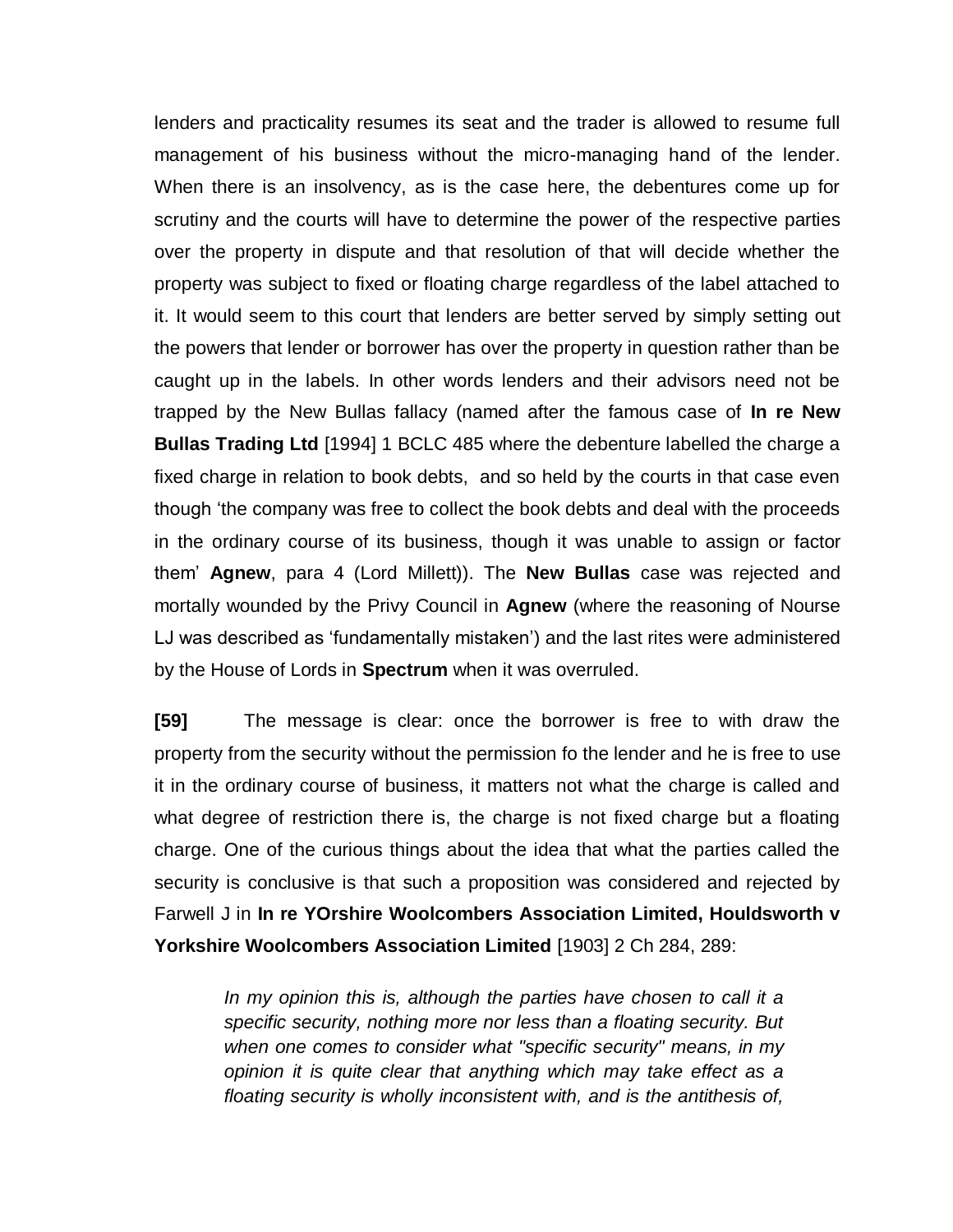lenders and practicality resumes its seat and the trader is allowed to resume full management of his business without the micro-managing hand of the lender. When there is an insolvency, as is the case here, the debentures come up for scrutiny and the courts will have to determine the power of the respective parties over the property in dispute and that resolution of that will decide whether the property was subject to fixed or floating charge regardless of the label attached to it. It would seem to this court that lenders are better served by simply setting out the powers that lender or borrower has over the property in question rather than be caught up in the labels. In other words lenders and their advisors need not be trapped by the New Bullas fallacy (named after the famous case of **In re New Bullas Trading Ltd** [1994] 1 BCLC 485 where the debenture labelled the charge a fixed charge in relation to book debts, and so held by the courts in that case even though 'the company was free to collect the book debts and deal with the proceeds in the ordinary course of its business, though it was unable to assign or factor them' **Agnew**, para 4 (Lord Millett)). The **New Bullas** case was rejected and mortally wounded by the Privy Council in **Agnew** (where the reasoning of Nourse LJ was described as 'fundamentally mistaken') and the last rites were administered by the House of Lords in **Spectrum** when it was overruled.

**[59]** The message is clear: once the borrower is free to with draw the property from the security without the permission fo the lender and he is free to use it in the ordinary course of business, it matters not what the charge is called and what degree of restriction there is, the charge is not fixed charge but a floating charge. One of the curious things about the idea that what the parties called the security is conclusive is that such a proposition was considered and rejected by Farwell J in **In re YOrshire Woolcombers Association Limited, Houldsworth v Yorkshire Woolcombers Association Limited** [1903] 2 Ch 284, 289:

> *In my opinion this is, although the parties have chosen to call it a specific security, nothing more nor less than a floating security. But when one comes to consider what "specific security" means, in my opinion it is quite clear that anything which may take effect as a floating security is wholly inconsistent with, and is the antithesis of,*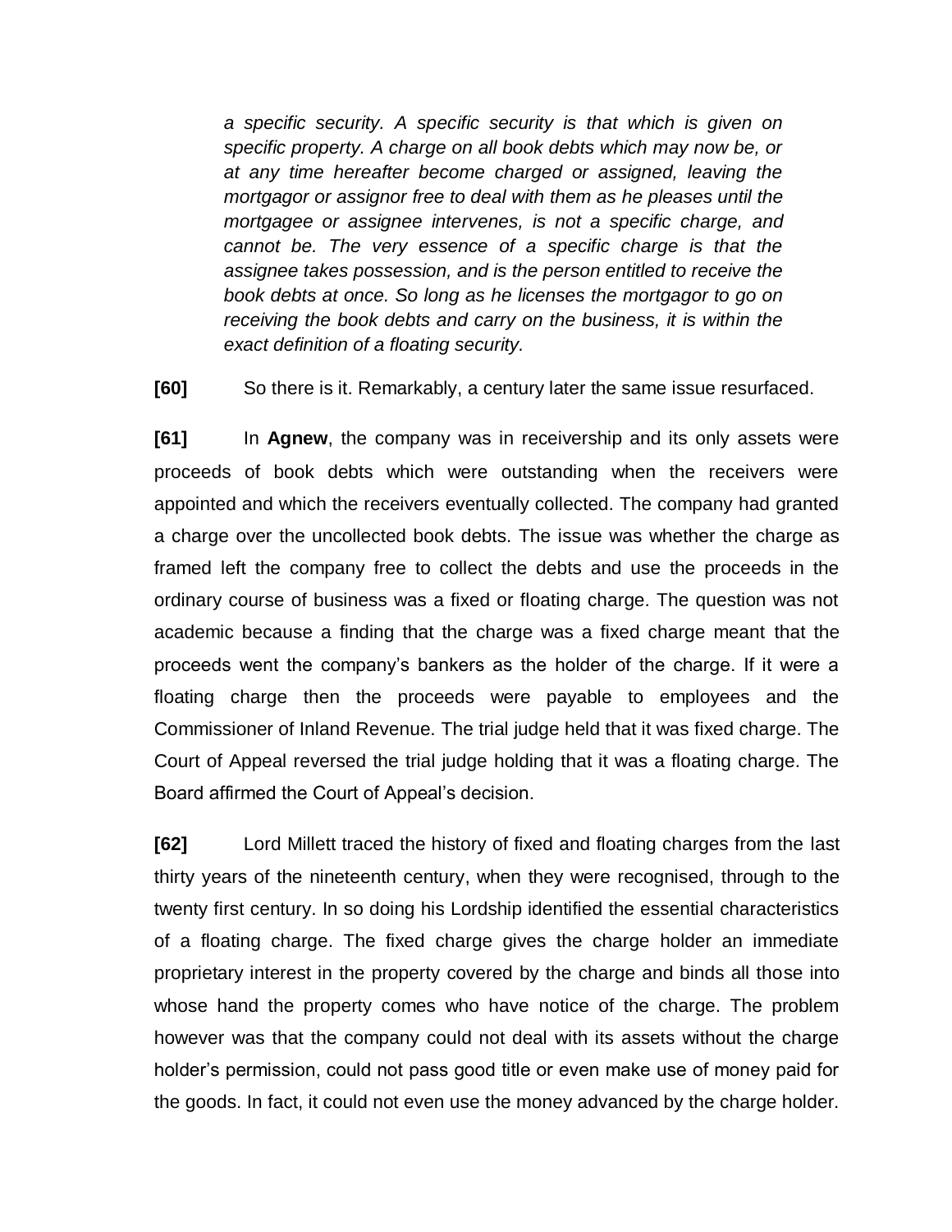> *a specific security. A specific security is that which is given on specific property. A charge on all book debts which may now be, or at any time hereafter become charged or assigned, leaving the mortgagor or assignor free to deal with them as he pleases until the mortgagee or assignee intervenes, is not a specific charge, and cannot be. The very essence of a specific charge is that the assignee takes possession, and is the person entitled to receive the book debts at once. So long as he licenses the mortgagor to go on receiving the book debts and carry on the business, it is within the exact definition of a floating security.*

**[60]** So there is it. Remarkably, a century later the same issue resurfaced.

**[61]** In **Agnew**, the company was in receivership and its only assets were proceeds of book debts which were outstanding when the receivers were appointed and which the receivers eventually collected. The company had granted a charge over the uncollected book debts. The issue was whether the charge as framed left the company free to collect the debts and use the proceeds in the ordinary course of business was a fixed or floating charge. The question was not academic because a finding that the charge was a fixed charge meant that the proceeds went the company's bankers as the holder of the charge. If it were a floating charge then the proceeds were payable to employees and the Commissioner of Inland Revenue. The trial judge held that it was fixed charge. The Court of Appeal reversed the trial judge holding that it was a floating charge. The Board affirmed the Court of Appeal's decision.

**[62]** Lord Millett traced the history of fixed and floating charges from the last thirty years of the nineteenth century, when they were recognised, through to the twenty first century. In so doing his Lordship identified the essential characteristics of a floating charge. The fixed charge gives the charge holder an immediate proprietary interest in the property covered by the charge and binds all those into whose hand the property comes who have notice of the charge. The problem however was that the company could not deal with its assets without the charge holder's permission, could not pass good title or even make use of money paid for the goods. In fact, it could not even use the money advanced by the charge holder.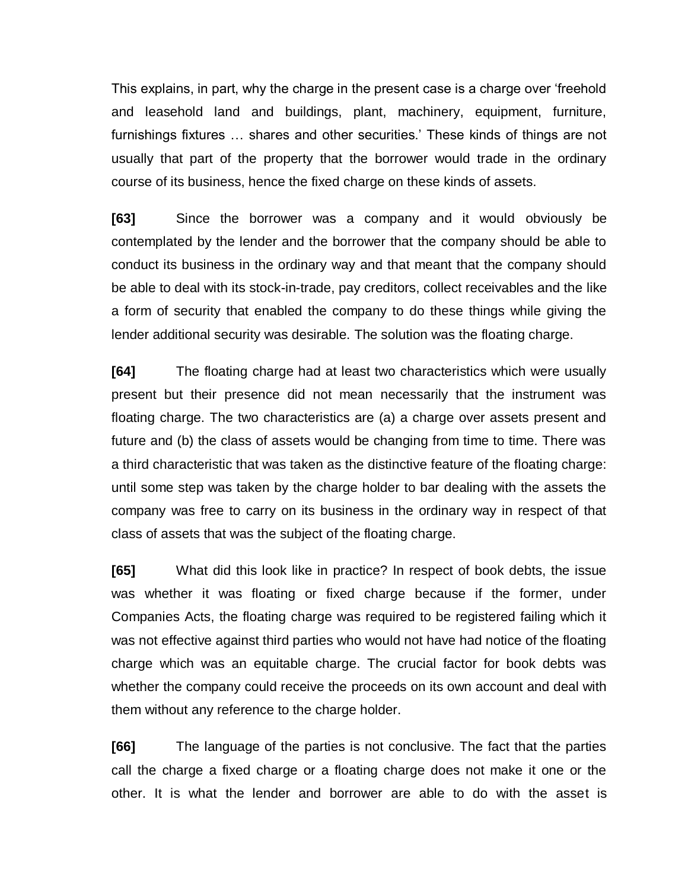This explains, in part, why the charge in the present case is a charge over 'freehold and leasehold land and buildings, plant, machinery, equipment, furniture, furnishings fixtures … shares and other securities.' These kinds of things are not usually that part of the property that the borrower would trade in the ordinary course of its business, hence the fixed charge on these kinds of assets.

**[63]** Since the borrower was a company and it would obviously be contemplated by the lender and the borrower that the company should be able to conduct its business in the ordinary way and that meant that the company should be able to deal with its stock-in-trade, pay creditors, collect receivables and the like a form of security that enabled the company to do these things while giving the lender additional security was desirable. The solution was the floating charge.

**[64]** The floating charge had at least two characteristics which were usually present but their presence did not mean necessarily that the instrument was floating charge. The two characteristics are (a) a charge over assets present and future and (b) the class of assets would be changing from time to time. There was a third characteristic that was taken as the distinctive feature of the floating charge: until some step was taken by the charge holder to bar dealing with the assets the company was free to carry on its business in the ordinary way in respect of that class of assets that was the subject of the floating charge.

**[65]** What did this look like in practice? In respect of book debts, the issue was whether it was floating or fixed charge because if the former, under Companies Acts, the floating charge was required to be registered failing which it was not effective against third parties who would not have had notice of the floating charge which was an equitable charge. The crucial factor for book debts was whether the company could receive the proceeds on its own account and deal with them without any reference to the charge holder.

**[66]** The language of the parties is not conclusive. The fact that the parties call the charge a fixed charge or a floating charge does not make it one or the other. It is what the lender and borrower are able to do with the asset is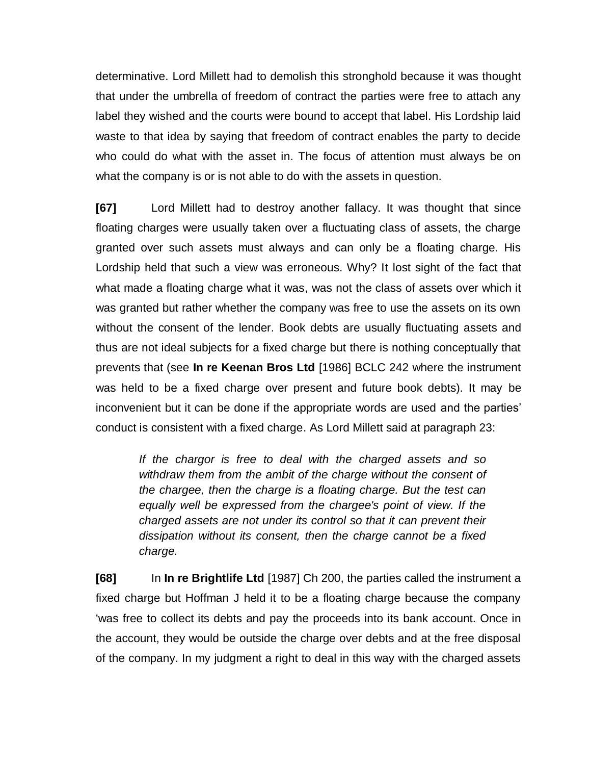determinative. Lord Millett had to demolish this stronghold because it was thought that under the umbrella of freedom of contract the parties were free to attach any label they wished and the courts were bound to accept that label. His Lordship laid waste to that idea by saying that freedom of contract enables the party to decide who could do what with the asset in. The focus of attention must always be on what the company is or is not able to do with the assets in question.

**[67]** Lord Millett had to destroy another fallacy. It was thought that since floating charges were usually taken over a fluctuating class of assets, the charge granted over such assets must always and can only be a floating charge. His Lordship held that such a view was erroneous. Why? It lost sight of the fact that what made a floating charge what it was, was not the class of assets over which it was granted but rather whether the company was free to use the assets on its own without the consent of the lender. Book debts are usually fluctuating assets and thus are not ideal subjects for a fixed charge but there is nothing conceptually that prevents that (see **In re Keenan Bros Ltd** [1986] BCLC 242 where the instrument was held to be a fixed charge over present and future book debts). It may be inconvenient but it can be done if the appropriate words are used and the parties' conduct is consistent with a fixed charge. As Lord Millett said at paragraph 23:

> *If the chargor is free to deal with the charged assets and so withdraw them from the ambit of the charge without the consent of the chargee, then the charge is a floating charge. But the test can equally well be expressed from the chargee's point of view. If the charged assets are not under its control so that it can prevent their dissipation without its consent, then the charge cannot be a fixed charge.*

**[68]** In **In re Brightlife Ltd** [1987] Ch 200, the parties called the instrument a fixed charge but Hoffman J held it to be a floating charge because the company 'was free to collect its debts and pay the proceeds into its bank account. Once in the account, they would be outside the charge over debts and at the free disposal of the company. In my judgment a right to deal in this way with the charged assets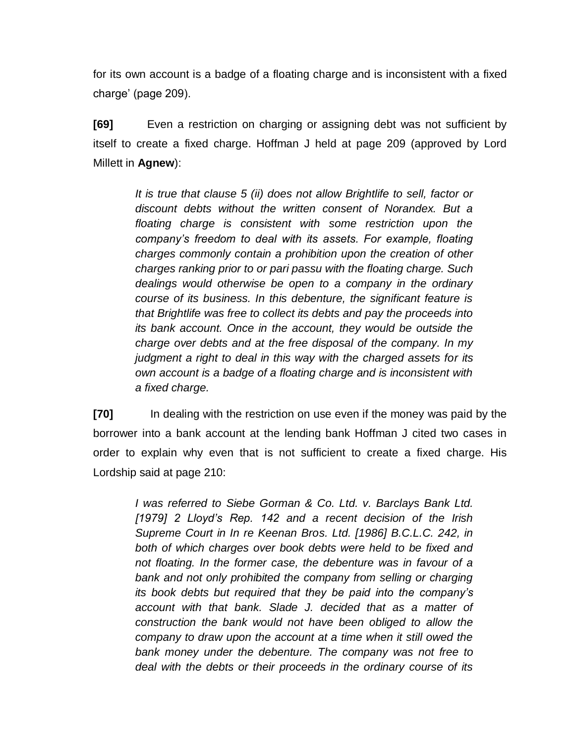for its own account is a badge of a floating charge and is inconsistent with a fixed charge' (page 209).

**[69]** Even a restriction on charging or assigning debt was not sufficient by itself to create a fixed charge. Hoffman J held at page 209 (approved by Lord Millett in **Agnew**):

> *It is true that clause 5 (ii) does not allow Brightlife to sell, factor or discount debts without the written consent of Norandex. But a floating charge is consistent with some restriction upon the company's freedom to deal with its assets. For example, floating charges commonly contain a prohibition upon the creation of other charges ranking prior to or pari passu with the floating charge. Such dealings would otherwise be open to a company in the ordinary course of its business. In this debenture, the significant feature is that Brightlife was free to collect its debts and pay the proceeds into its bank account. Once in the account, they would be outside the charge over debts and at the free disposal of the company. In my judgment a right to deal in this way with the charged assets for its own account is a badge of a floating charge and is inconsistent with a fixed charge.*

**[70]** In dealing with the restriction on use even if the money was paid by the borrower into a bank account at the lending bank Hoffman J cited two cases in order to explain why even that is not sufficient to create a fixed charge. His Lordship said at page 210:

> *I was referred to Siebe Gorman & Co. Ltd. v. Barclays Bank Ltd. [1979] 2 Lloyd's Rep. 142 and a recent decision of the Irish Supreme Court in In re Keenan Bros. Ltd. [1986] B.C.L.C. 242, in both of which charges over book debts were held to be fixed and not floating. In the former case, the debenture was in favour of a bank and not only prohibited the company from selling or charging its book debts but required that they be paid into the company's account with that bank. Slade J. decided that as a matter of construction the bank would not have been obliged to allow the company to draw upon the account at a time when it still owed the bank money under the debenture. The company was not free to deal with the debts or their proceeds in the ordinary course of its*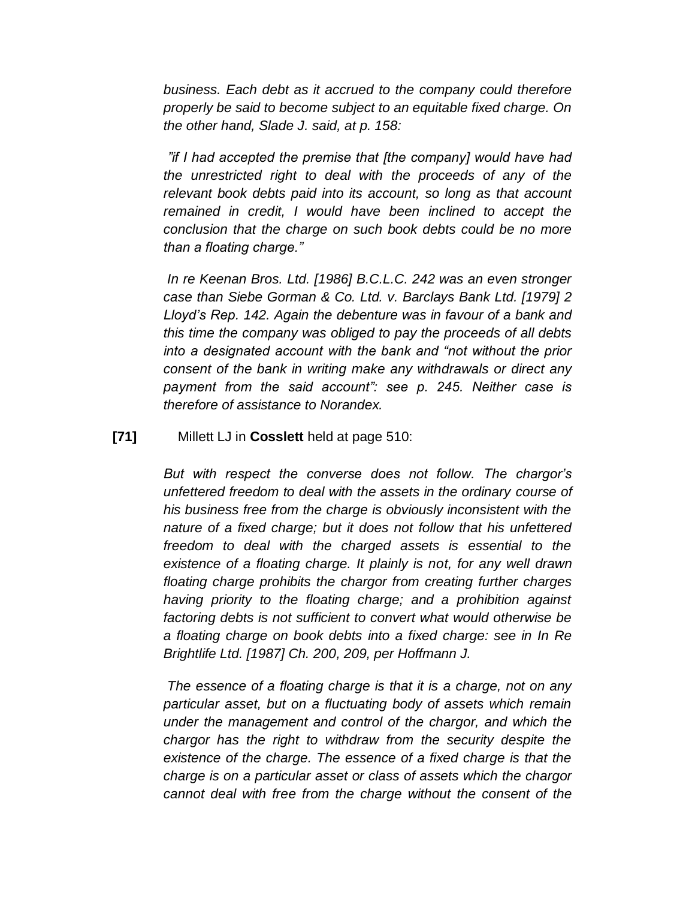*business. Each debt as it accrued to the company could therefore properly be said to become subject to an equitable fixed charge. On the other hand, Slade J. said, at p. 158:*

*"if I had accepted the premise that [the company] would have had the unrestricted right to deal with the proceeds of any of the relevant book debts paid into its account, so long as that account remained in credit, I would have been inclined to accept the conclusion that the charge on such book debts could be no more than a floating charge."*

*In re Keenan Bros. Ltd. [1986] B.C.L.C. 242 was an even stronger case than Siebe Gorman & Co. Ltd. v. Barclays Bank Ltd. [1979] 2 Lloyd's Rep. 142. Again the debenture was in favour of a bank and this time the company was obliged to pay the proceeds of all debts into a designated account with the bank and "not without the prior consent of the bank in writing make any withdrawals or direct any payment from the said account": see p. 245. Neither case is therefore of assistance to Norandex.*

**[71]** Millett LJ in **Cosslett** held at page 510:

*But with respect the converse does not follow. The chargor's unfettered freedom to deal with the assets in the ordinary course of his business free from the charge is obviously inconsistent with the nature of a fixed charge; but it does not follow that his unfettered freedom to deal with the charged assets is essential to the existence of a floating charge. It plainly is not, for any well drawn floating charge prohibits the chargor from creating further charges having priority to the floating charge; and a prohibition against factoring debts is not sufficient to convert what would otherwise be a floating charge on book debts into a fixed charge: see in In Re Brightlife Ltd. [1987] Ch. 200, 209, per Hoffmann J.*

*The essence of a floating charge is that it is a charge, not on any particular asset, but on a fluctuating body of assets which remain under the management and control of the chargor, and which the chargor has the right to withdraw from the security despite the existence of the charge. The essence of a fixed charge is that the charge is on a particular asset or class of assets which the chargor cannot deal with free from the charge without the consent of the*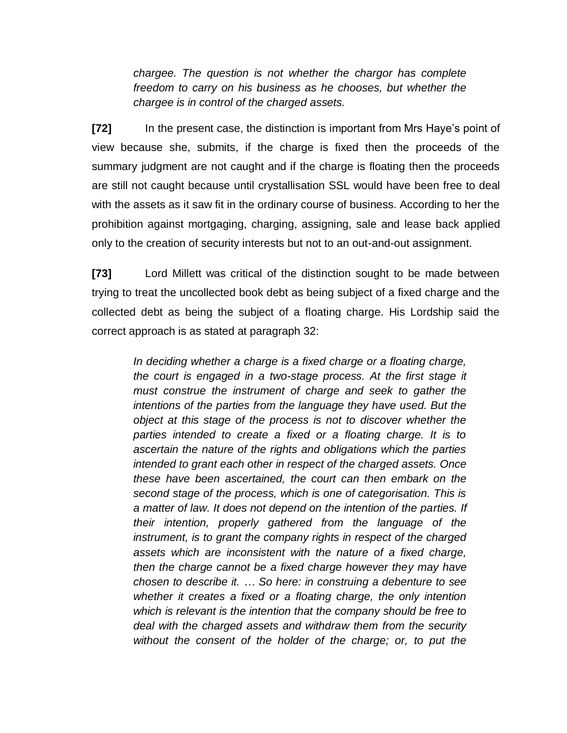> *chargee. The question is not whether the chargor has complete freedom to carry on his business as he chooses, but whether the chargee is in control of the charged assets.*

**[72]** In the present case, the distinction is important from Mrs Haye's point of view because she, submits, if the charge is fixed then the proceeds of the summary judgment are not caught and if the charge is floating then the proceeds are still not caught because until crystallisation SSL would have been free to deal with the assets as it saw fit in the ordinary course of business. According to her the prohibition against mortgaging, charging, assigning, sale and lease back applied only to the creation of security interests but not to an out-and-out assignment.

**[73]** Lord Millett was critical of the distinction sought to be made between trying to treat the uncollected book debt as being subject of a fixed charge and the collected debt as being the subject of a floating charge. His Lordship said the correct approach is as stated at paragraph 32:

> *In deciding whether a charge is a fixed charge or a floating charge, the court is engaged in a two-stage process. At the first stage it must construe the instrument of charge and seek to gather the intentions of the parties from the language they have used. But the object at this stage of the process is not to discover whether the parties intended to create a fixed or a floating charge. It is to ascertain the nature of the rights and obligations which the parties intended to grant each other in respect of the charged assets. Once these have been ascertained, the court can then embark on the second stage of the process, which is one of categorisation. This is a matter of law. It does not depend on the intention of the parties. If their intention, properly gathered from the language of the instrument, is to grant the company rights in respect of the charged assets which are inconsistent with the nature of a fixed charge, then the charge cannot be a fixed charge however they may have chosen to describe it. … So here: in construing a debenture to see whether it creates a fixed or a floating charge, the only intention which is relevant is the intention that the company should be free to deal with the charged assets and withdraw them from the security without the consent of the holder of the charge; or, to put the*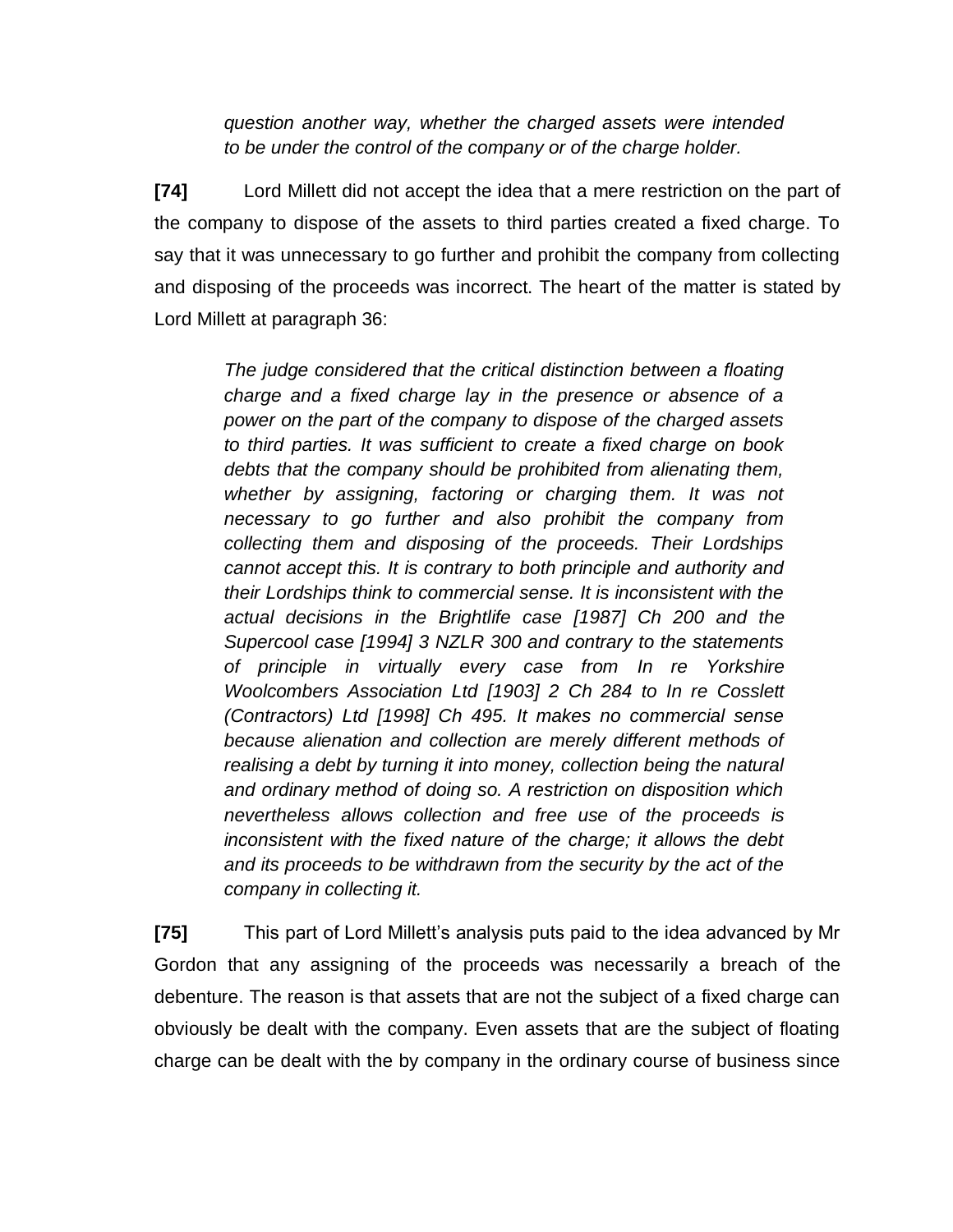*question another way, whether the charged assets were intended to be under the control of the company or of the charge holder.*

**[74]** Lord Millett did not accept the idea that a mere restriction on the part of the company to dispose of the assets to third parties created a fixed charge. To say that it was unnecessary to go further and prohibit the company from collecting and disposing of the proceeds was incorrect. The heart of the matter is stated by Lord Millett at paragraph 36:

> *The judge considered that the critical distinction between a floating charge and a fixed charge lay in the presence or absence of a power on the part of the company to dispose of the charged assets to third parties. It was sufficient to create a fixed charge on book debts that the company should be prohibited from alienating them, whether by assigning, factoring or charging them. It was not necessary to go further and also prohibit the company from collecting them and disposing of the proceeds. Their Lordships cannot accept this. It is contrary to both principle and authority and their Lordships think to commercial sense. It is inconsistent with the actual decisions in the Brightlife case [1987] Ch 200 and the Supercool case [1994] 3 NZLR 300 and contrary to the statements of principle in virtually every case from In re Yorkshire Woolcombers Association Ltd [1903] 2 Ch 284 to In re Cosslett (Contractors) Ltd [1998] Ch 495. It makes no commercial sense because alienation and collection are merely different methods of realising a debt by turning it into money, collection being the natural and ordinary method of doing so. A restriction on disposition which nevertheless allows collection and free use of the proceeds is inconsistent with the fixed nature of the charge; it allows the debt and its proceeds to be withdrawn from the security by the act of the company in collecting it.*

**[75]** This part of Lord Millett's analysis puts paid to the idea advanced by Mr Gordon that any assigning of the proceeds was necessarily a breach of the debenture. The reason is that assets that are not the subject of a fixed charge can obviously be dealt with the company. Even assets that are the subject of floating charge can be dealt with the by company in the ordinary course of business since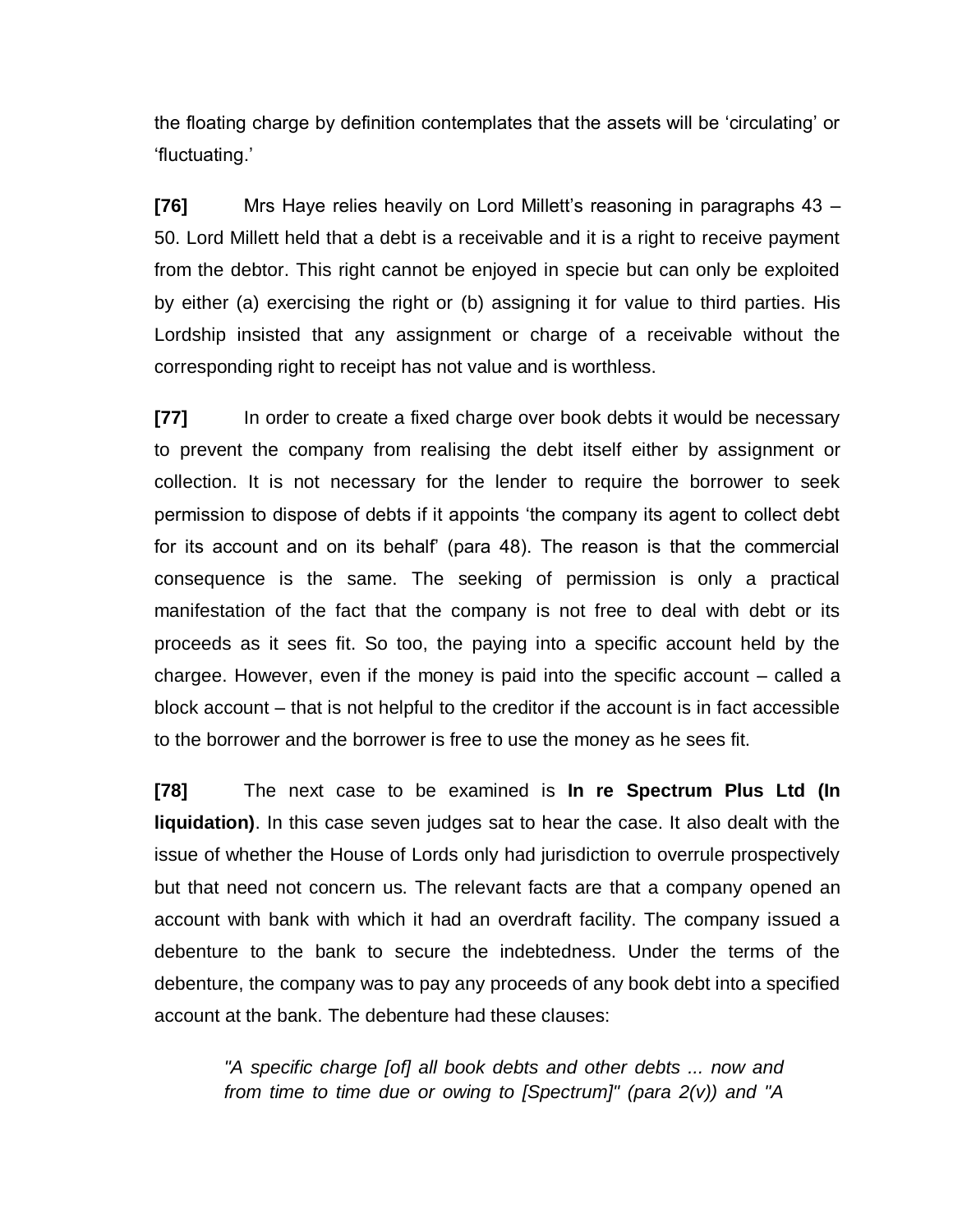the floating charge by definition contemplates that the assets will be 'circulating' or 'fluctuating.'

**[76]** Mrs Haye relies heavily on Lord Millett's reasoning in paragraphs 43 – 50. Lord Millett held that a debt is a receivable and it is a right to receive payment from the debtor. This right cannot be enjoyed in specie but can only be exploited by either (a) exercising the right or (b) assigning it for value to third parties. His Lordship insisted that any assignment or charge of a receivable without the corresponding right to receipt has not value and is worthless.

**[77]** In order to create a fixed charge over book debts it would be necessary to prevent the company from realising the debt itself either by assignment or collection. It is not necessary for the lender to require the borrower to seek permission to dispose of debts if it appoints 'the company its agent to collect debt for its account and on its behalf' (para 48). The reason is that the commercial consequence is the same. The seeking of permission is only a practical manifestation of the fact that the company is not free to deal with debt or its proceeds as it sees fit. So too, the paying into a specific account held by the chargee. However, even if the money is paid into the specific account – called a block account – that is not helpful to the creditor if the account is in fact accessible to the borrower and the borrower is free to use the money as he sees fit.

**[78]** The next case to be examined is **In re Spectrum Plus Ltd (In liquidation)**. In this case seven judges sat to hear the case. It also dealt with the issue of whether the House of Lords only had jurisdiction to overrule prospectively but that need not concern us. The relevant facts are that a company opened an account with bank with which it had an overdraft facility. The company issued a debenture to the bank to secure the indebtedness. Under the terms of the debenture, the company was to pay any proceeds of any book debt into a specified account at the bank. The debenture had these clauses:

> *"A specific charge [of] all book debts and other debts ... now and from time to time due or owing to [Spectrum]" (para 2(v)) and "A*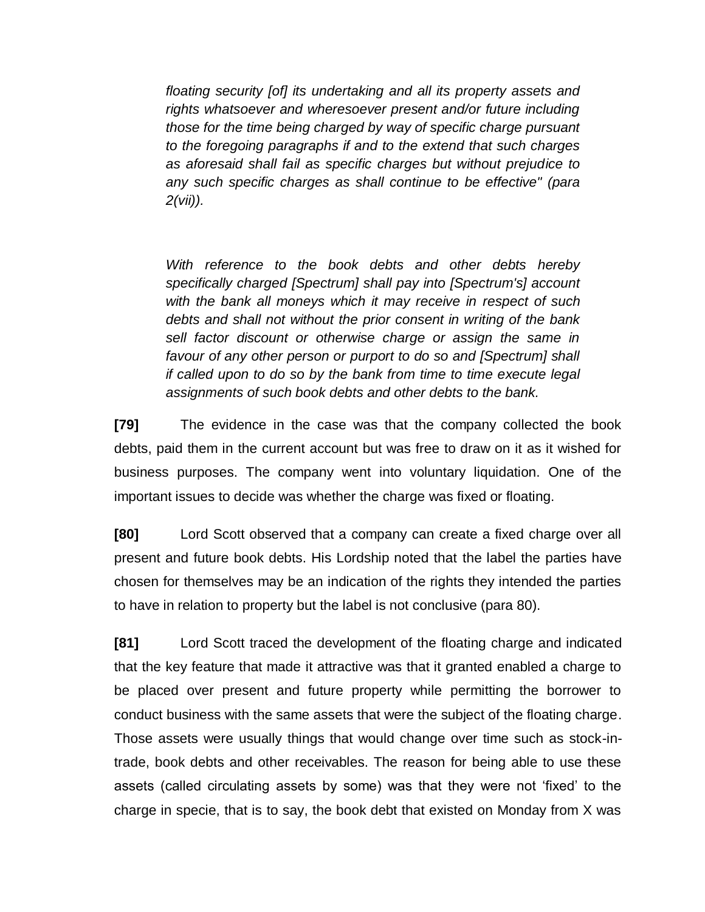*floating security [of] its undertaking and all its property assets and rights whatsoever and wheresoever present and/or future including those for the time being charged by way of specific charge pursuant to the foregoing paragraphs if and to the extend that such charges as aforesaid shall fail as specific charges but without prejudice to any such specific charges as shall continue to be effective" (para 2(vii)).*

*With reference to the book debts and other debts hereby specifically charged [Spectrum] shall pay into [Spectrum's] account with the bank all moneys which it may receive in respect of such debts and shall not without the prior consent in writing of the bank sell factor discount or otherwise charge or assign the same in favour of any other person or purport to do so and [Spectrum] shall if called upon to do so by the bank from time to time execute legal assignments of such book debts and other debts to the bank.*

**[79]** The evidence in the case was that the company collected the book debts, paid them in the current account but was free to draw on it as it wished for business purposes. The company went into voluntary liquidation. One of the important issues to decide was whether the charge was fixed or floating.

**[80]** Lord Scott observed that a company can create a fixed charge over all present and future book debts. His Lordship noted that the label the parties have chosen for themselves may be an indication of the rights they intended the parties to have in relation to property but the label is not conclusive (para 80).

**[81]** Lord Scott traced the development of the floating charge and indicated that the key feature that made it attractive was that it granted enabled a charge to be placed over present and future property while permitting the borrower to conduct business with the same assets that were the subject of the floating charge. Those assets were usually things that would change over time such as stock-in-trade, book debts and other receivables. The reason for being able to use these assets (called circulating assets by some) was that they were not 'fixed' to the charge in specie, that is to say, the book debt that existed on Monday from X was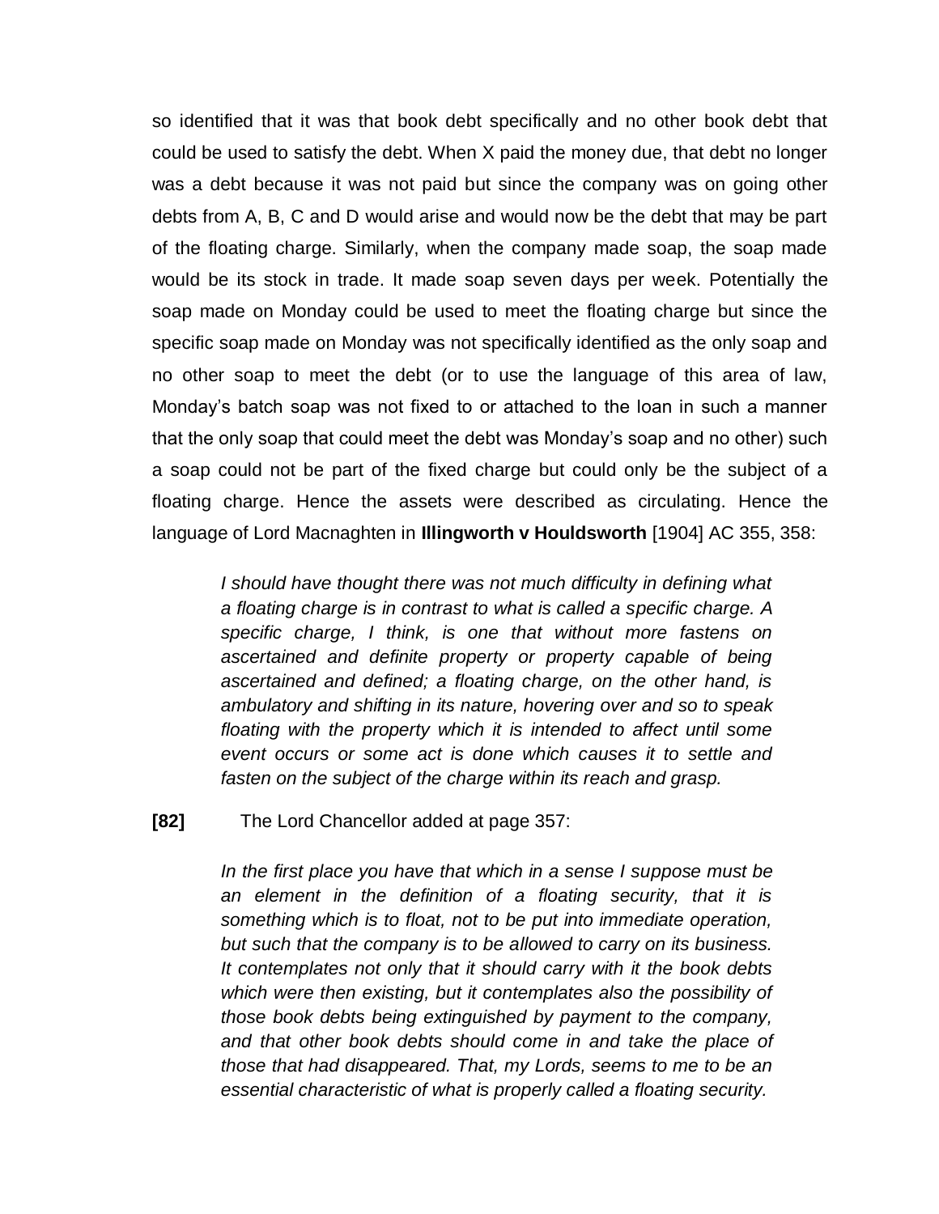so identified that it was that book debt specifically and no other book debt that could be used to satisfy the debt. When X paid the money due, that debt no longer was a debt because it was not paid but since the company was on going other debts from A, B, C and D would arise and would now be the debt that may be part of the floating charge. Similarly, when the company made soap, the soap made would be its stock in trade. It made soap seven days per week. Potentially the soap made on Monday could be used to meet the floating charge but since the specific soap made on Monday was not specifically identified as the only soap and no other soap to meet the debt (or to use the language of this area of law, Monday's batch soap was not fixed to or attached to the loan in such a manner that the only soap that could meet the debt was Monday's soap and no other) such a soap could not be part of the fixed charge but could only be the subject of a floating charge. Hence the assets were described as circulating. Hence the language of Lord Macnaghten in **Illingworth v Houldsworth** [1904] AC 355, 358:

> *I should have thought there was not much difficulty in defining what a floating charge is in contrast to what is called a specific charge. A specific charge, I think, is one that without more fastens on ascertained and definite property or property capable of being ascertained and defined; a floating charge, on the other hand, is ambulatory and shifting in its nature, hovering over and so to speak floating with the property which it is intended to affect until some event occurs or some act is done which causes it to settle and fasten on the subject of the charge within its reach and grasp.*

**[82]** The Lord Chancellor added at page 357:

> *In the first place you have that which in a sense I suppose must be an element in the definition of a floating security, that it is something which is to float, not to be put into immediate operation, but such that the company is to be allowed to carry on its business. It contemplates not only that it should carry with it the book debts which were then existing, but it contemplates also the possibility of those book debts being extinguished by payment to the company, and that other book debts should come in and take the place of those that had disappeared. That, my Lords, seems to me to be an essential characteristic of what is properly called a floating security.*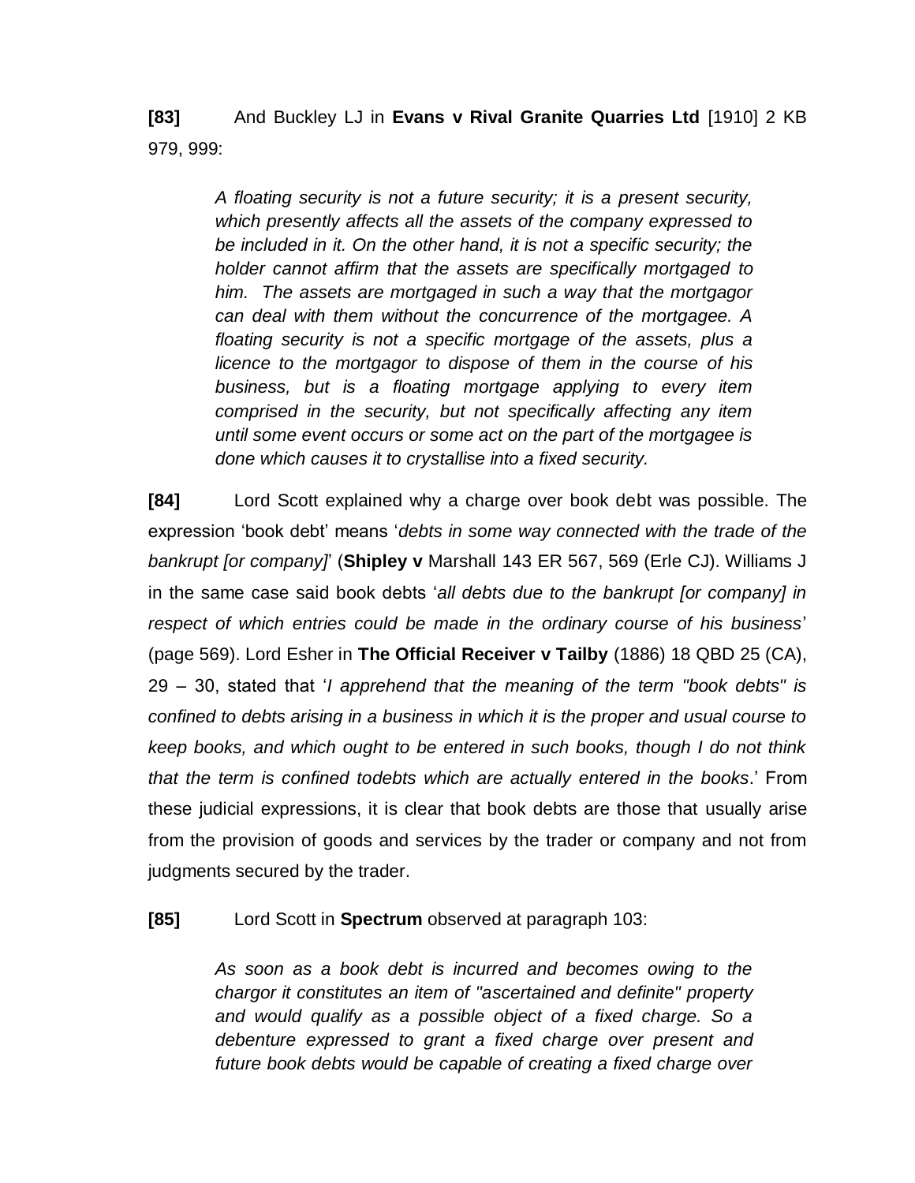**[83]** And Buckley LJ in **Evans v Rival Granite Quarries Ltd** [1910] 2 KB 979, 999:

> *A floating security is not a future security; it is a present security, which presently affects all the assets of the company expressed to be included in it. On the other hand, it is not a specific security; the holder cannot affirm that the assets are specifically mortgaged to him. The assets are mortgaged in such a way that the mortgagor can deal with them without the concurrence of the mortgagee. A floating security is not a specific mortgage of the assets, plus a licence to the mortgagor to dispose of them in the course of his business, but is a floating mortgage applying to every item comprised in the security, but not specifically affecting any item until some event occurs or some act on the part of the mortgagee is done which causes it to crystallise into a fixed security.*

**[84]** Lord Scott explained why a charge over book debt was possible. The expression 'book debt' means '*debts in some way connected with the trade of the bankrupt [or company]*' (**Shipley v** Marshall 143 ER 567, 569 (Erle CJ). Williams J in the same case said book debts '*all debts due to the bankrupt [or company] in respect of which entries could be made in the ordinary course of his business*' (page 569). Lord Esher in **The Official Receiver v Tailby** (1886) 18 QBD 25 (CA), 29 – 30, stated that '*I apprehend that the meaning of the term "book debts" is confined to debts arising in a business in which it is the proper and usual course to keep books, and which ought to be entered in such books, though I do not think that the term is confined todebts which are actually entered in the books*.' From these judicial expressions, it is clear that book debts are those that usually arise from the provision of goods and services by the trader or company and not from judgments secured by the trader.

**[85]** Lord Scott in **Spectrum** observed at paragraph 103:

> *As soon as a book debt is incurred and becomes owing to the chargor it constitutes an item of "ascertained and definite" property and would qualify as a possible object of a fixed charge. So a debenture expressed to grant a fixed charge over present and future book debts would be capable of creating a fixed charge over*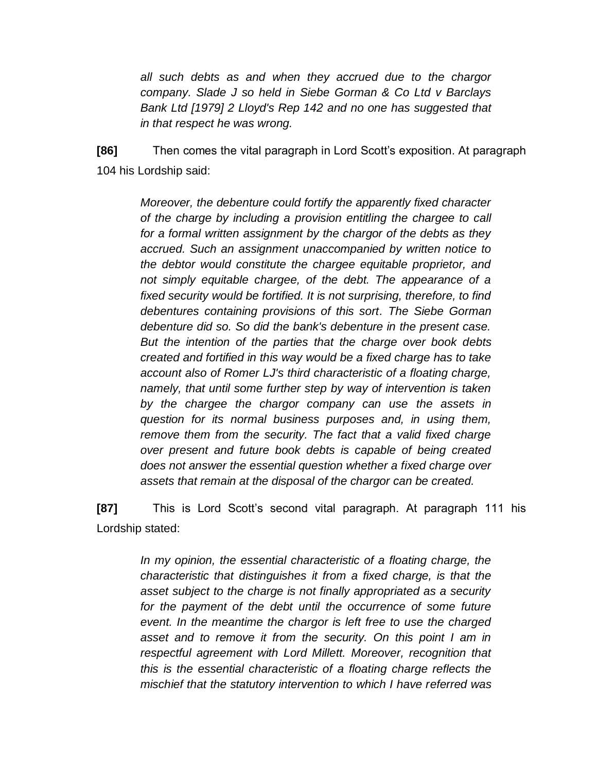> *all such debts as and when they accrued due to the chargor company. Slade J so held in Siebe Gorman & Co Ltd v Barclays Bank Ltd [1979] 2 Lloyd's Rep 142 and no one has suggested that in that respect he was wrong.*

**[86]** Then comes the vital paragraph in Lord Scott's exposition. At paragraph 104 his Lordship said:

> *Moreover, the debenture could fortify the apparently fixed character of the charge by including a provision entitling the chargee to call for a formal written assignment by the chargor of the debts as they accrued. Such an assignment unaccompanied by written notice to the debtor would constitute the chargee equitable proprietor, and not simply equitable chargee, of the debt. The appearance of a fixed security would be fortified. It is not surprising, therefore, to find debentures containing provisions of this sort. The Siebe Gorman debenture did so. So did the bank's debenture in the present case. But the intention of the parties that the charge over book debts created and fortified in this way would be a fixed charge has to take account also of Romer LJ's third characteristic of a floating charge, namely, that until some further step by way of intervention is taken by the chargee the chargor company can use the assets in question for its normal business purposes and, in using them, remove them from the security. The fact that a valid fixed charge over present and future book debts is capable of being created does not answer the essential question whether a fixed charge over assets that remain at the disposal of the chargor can be created.*

**[87]** This is Lord Scott's second vital paragraph. At paragraph 111 his Lordship stated:

> *In my opinion, the essential characteristic of a floating charge, the characteristic that distinguishes it from a fixed charge, is that the asset subject to the charge is not finally appropriated as a security for the payment of the debt until the occurrence of some future event. In the meantime the chargor is left free to use the charged asset and to remove it from the security. On this point I am in respectful agreement with Lord Millett. Moreover, recognition that this is the essential characteristic of a floating charge reflects the mischief that the statutory intervention to which I have referred was*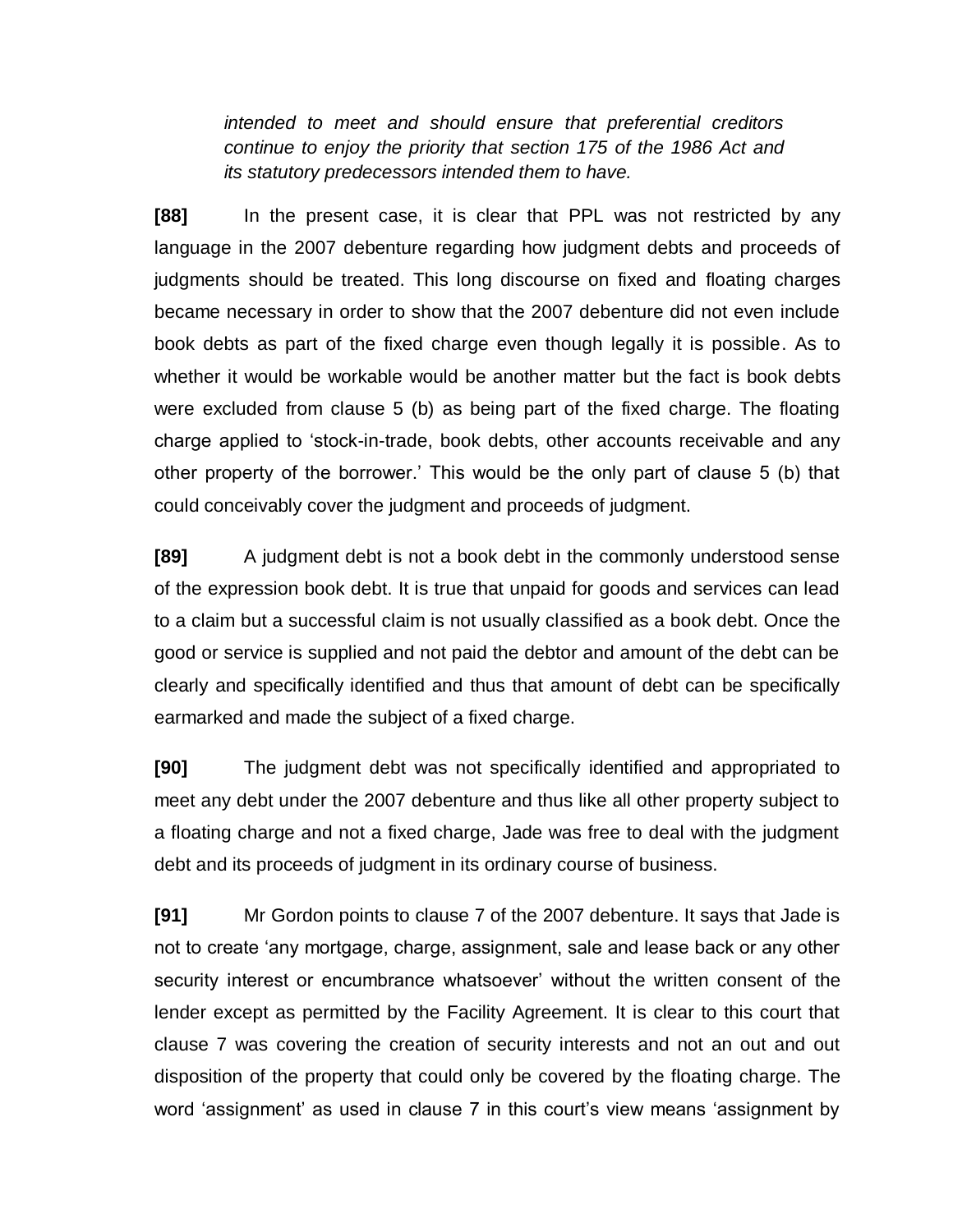*intended to meet and should ensure that preferential creditors continue to enjoy the priority that section 175 of the 1986 Act and its statutory predecessors intended them to have.*

**[88]** In the present case, it is clear that PPL was not restricted by any language in the 2007 debenture regarding how judgment debts and proceeds of judgments should be treated. This long discourse on fixed and floating charges became necessary in order to show that the 2007 debenture did not even include book debts as part of the fixed charge even though legally it is possible. As to whether it would be workable would be another matter but the fact is book debts were excluded from clause 5 (b) as being part of the fixed charge. The floating charge applied to 'stock-in-trade, book debts, other accounts receivable and any other property of the borrower.' This would be the only part of clause 5 (b) that could conceivably cover the judgment and proceeds of judgment.

**[89]** A judgment debt is not a book debt in the commonly understood sense of the expression book debt. It is true that unpaid for goods and services can lead to a claim but a successful claim is not usually classified as a book debt. Once the good or service is supplied and not paid the debtor and amount of the debt can be clearly and specifically identified and thus that amount of debt can be specifically earmarked and made the subject of a fixed charge.

**[90]** The judgment debt was not specifically identified and appropriated to meet any debt under the 2007 debenture and thus like all other property subject to a floating charge and not a fixed charge, Jade was free to deal with the judgment debt and its proceeds of judgment in its ordinary course of business.

**[91]** Mr Gordon points to clause 7 of the 2007 debenture. It says that Jade is not to create 'any mortgage, charge, assignment, sale and lease back or any other security interest or encumbrance whatsoever' without the written consent of the lender except as permitted by the Facility Agreement. It is clear to this court that clause 7 was covering the creation of security interests and not an out and out disposition of the property that could only be covered by the floating charge. The word 'assignment' as used in clause 7 in this court's view means 'assignment by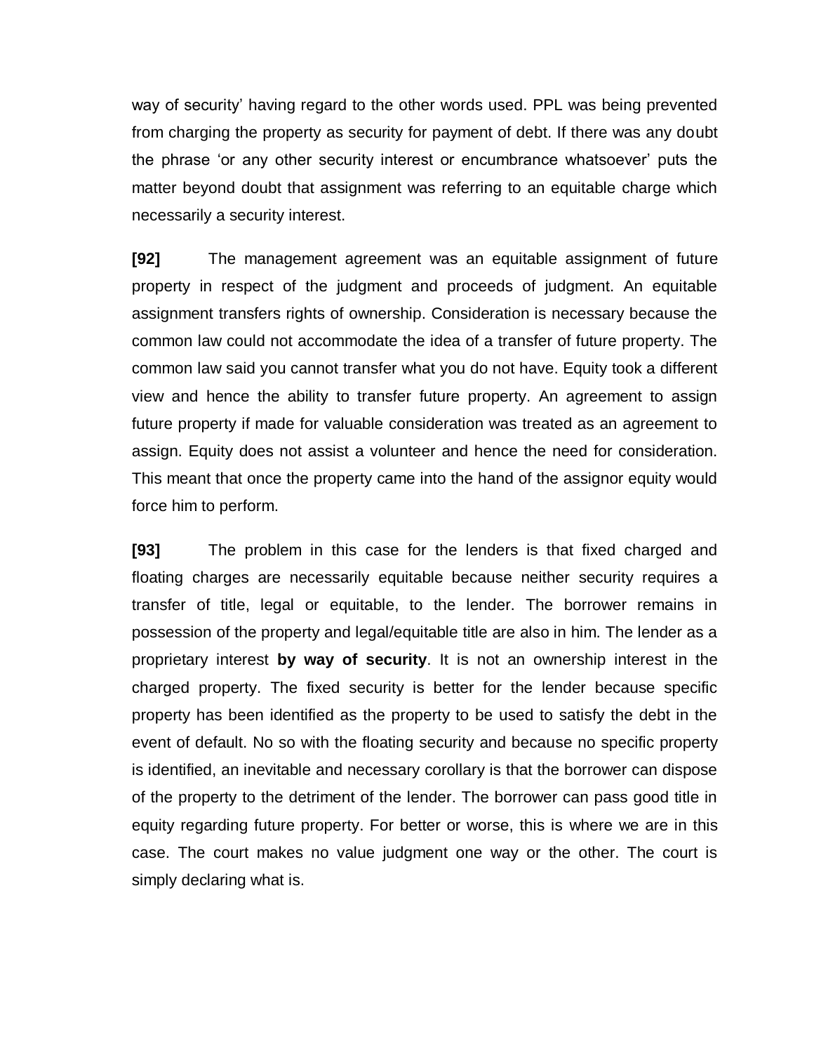way of security' having regard to the other words used. PPL was being prevented from charging the property as security for payment of debt. If there was any doubt the phrase 'or any other security interest or encumbrance whatsoever' puts the matter beyond doubt that assignment was referring to an equitable charge which necessarily a security interest.

**[92]** The management agreement was an equitable assignment of future property in respect of the judgment and proceeds of judgment. An equitable assignment transfers rights of ownership. Consideration is necessary because the common law could not accommodate the idea of a transfer of future property. The common law said you cannot transfer what you do not have. Equity took a different view and hence the ability to transfer future property. An agreement to assign future property if made for valuable consideration was treated as an agreement to assign. Equity does not assist a volunteer and hence the need for consideration. This meant that once the property came into the hand of the assignor equity would force him to perform.

**[93]** The problem in this case for the lenders is that fixed charged and floating charges are necessarily equitable because neither security requires a transfer of title, legal or equitable, to the lender. The borrower remains in possession of the property and legal/equitable title are also in him. The lender as a proprietary interest **by way of security**. It is not an ownership interest in the charged property. The fixed security is better for the lender because specific property has been identified as the property to be used to satisfy the debt in the event of default. No so with the floating security and because no specific property is identified, an inevitable and necessary corollary is that the borrower can dispose of the property to the detriment of the lender. The borrower can pass good title in equity regarding future property. For better or worse, this is where we are in this case. The court makes no value judgment one way or the other. The court is simply declaring what is.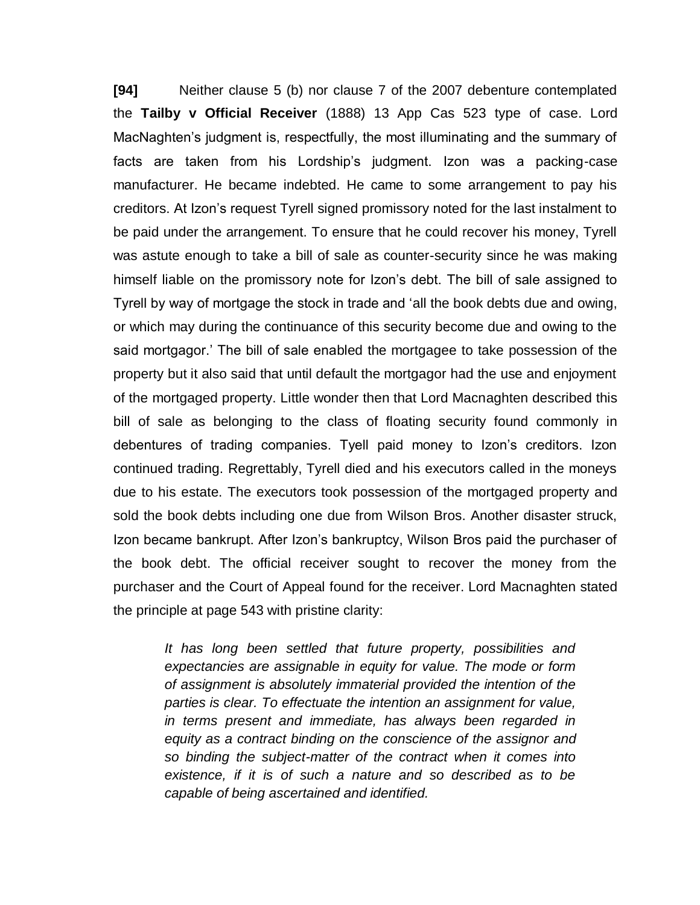**[94]** Neither clause 5 (b) nor clause 7 of the 2007 debenture contemplated the **Tailby v Official Receiver** (1888) 13 App Cas 523 type of case. Lord MacNaghten's judgment is, respectfully, the most illuminating and the summary of facts are taken from his Lordship's judgment. Izon was a packing-case manufacturer. He became indebted. He came to some arrangement to pay his creditors. At Izon's request Tyrell signed promissory noted for the last instalment to be paid under the arrangement. To ensure that he could recover his money, Tyrell was astute enough to take a bill of sale as counter-security since he was making himself liable on the promissory note for Izon's debt. The bill of sale assigned to Tyrell by way of mortgage the stock in trade and 'all the book debts due and owing, or which may during the continuance of this security become due and owing to the said mortgagor.' The bill of sale enabled the mortgagee to take possession of the property but it also said that until default the mortgagor had the use and enjoyment of the mortgaged property. Little wonder then that Lord Macnaghten described this bill of sale as belonging to the class of floating security found commonly in debentures of trading companies. Tyell paid money to Izon's creditors. Izon continued trading. Regrettably, Tyrell died and his executors called in the moneys due to his estate. The executors took possession of the mortgaged property and sold the book debts including one due from Wilson Bros. Another disaster struck, Izon became bankrupt. After Izon's bankruptcy, Wilson Bros paid the purchaser of the book debt. The official receiver sought to recover the money from the purchaser and the Court of Appeal found for the receiver. Lord Macnaghten stated the principle at page 543 with pristine clarity:

> *It has long been settled that future property, possibilities and expectancies are assignable in equity for value. The mode or form of assignment is absolutely immaterial provided the intention of the parties is clear. To effectuate the intention an assignment for value, in terms present and immediate, has always been regarded in equity as a contract binding on the conscience of the assignor and so binding the subject-matter of the contract when it comes into existence, if it is of such a nature and so described as to be capable of being ascertained and identified.*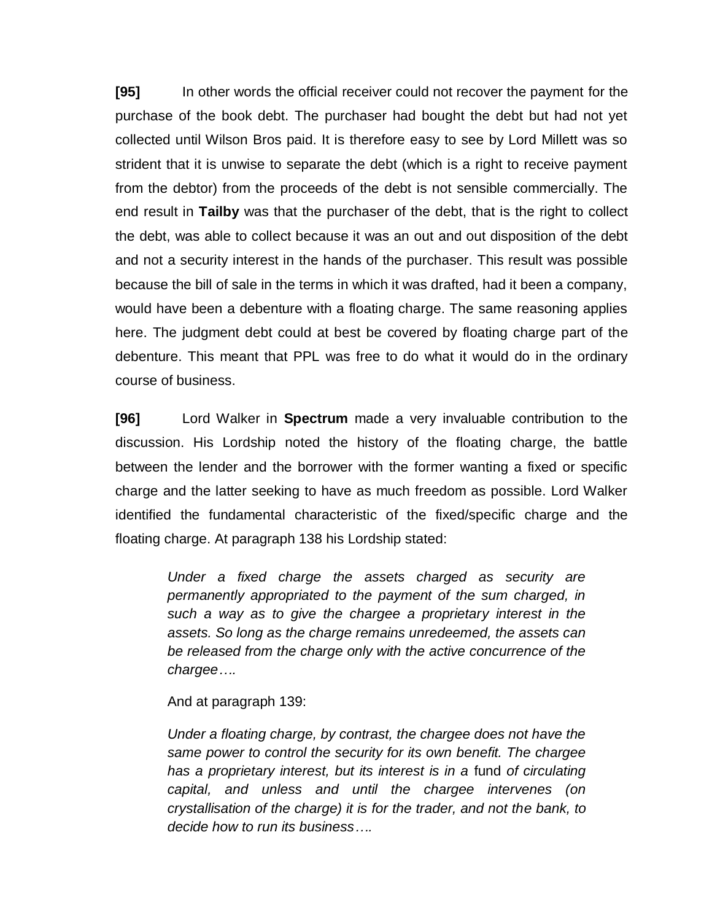**[95]** In other words the official receiver could not recover the payment for the purchase of the book debt. The purchaser had bought the debt but had not yet collected until Wilson Bros paid. It is therefore easy to see by Lord Millett was so strident that it is unwise to separate the debt (which is a right to receive payment from the debtor) from the proceeds of the debt is not sensible commercially. The end result in **Tailby** was that the purchaser of the debt, that is the right to collect the debt, was able to collect because it was an out and out disposition of the debt and not a security interest in the hands of the purchaser. This result was possible because the bill of sale in the terms in which it was drafted, had it been a company, would have been a debenture with a floating charge. The same reasoning applies here. The judgment debt could at best be covered by floating charge part of the debenture. This meant that PPL was free to do what it would do in the ordinary course of business.

**[96]** Lord Walker in **Spectrum** made a very invaluable contribution to the discussion. His Lordship noted the history of the floating charge, the battle between the lender and the borrower with the former wanting a fixed or specific charge and the latter seeking to have as much freedom as possible. Lord Walker identified the fundamental characteristic of the fixed/specific charge and the floating charge. At paragraph 138 his Lordship stated:

> *Under a fixed charge the assets charged as security are permanently appropriated to the payment of the sum charged, in such a way as to give the chargee a proprietary interest in the assets. So long as the charge remains unredeemed, the assets can be released from the charge only with the active concurrence of the chargee….*
>
> And at paragraph 139:
>
> *Under a floating charge, by contrast, the chargee does not have the same power to control the security for its own benefit. The chargee has a proprietary interest, but its interest is in a* fund *of circulating capital, and unless and until the chargee intervenes (on crystallisation of the charge) it is for the trader, and not the bank, to decide how to run its business….*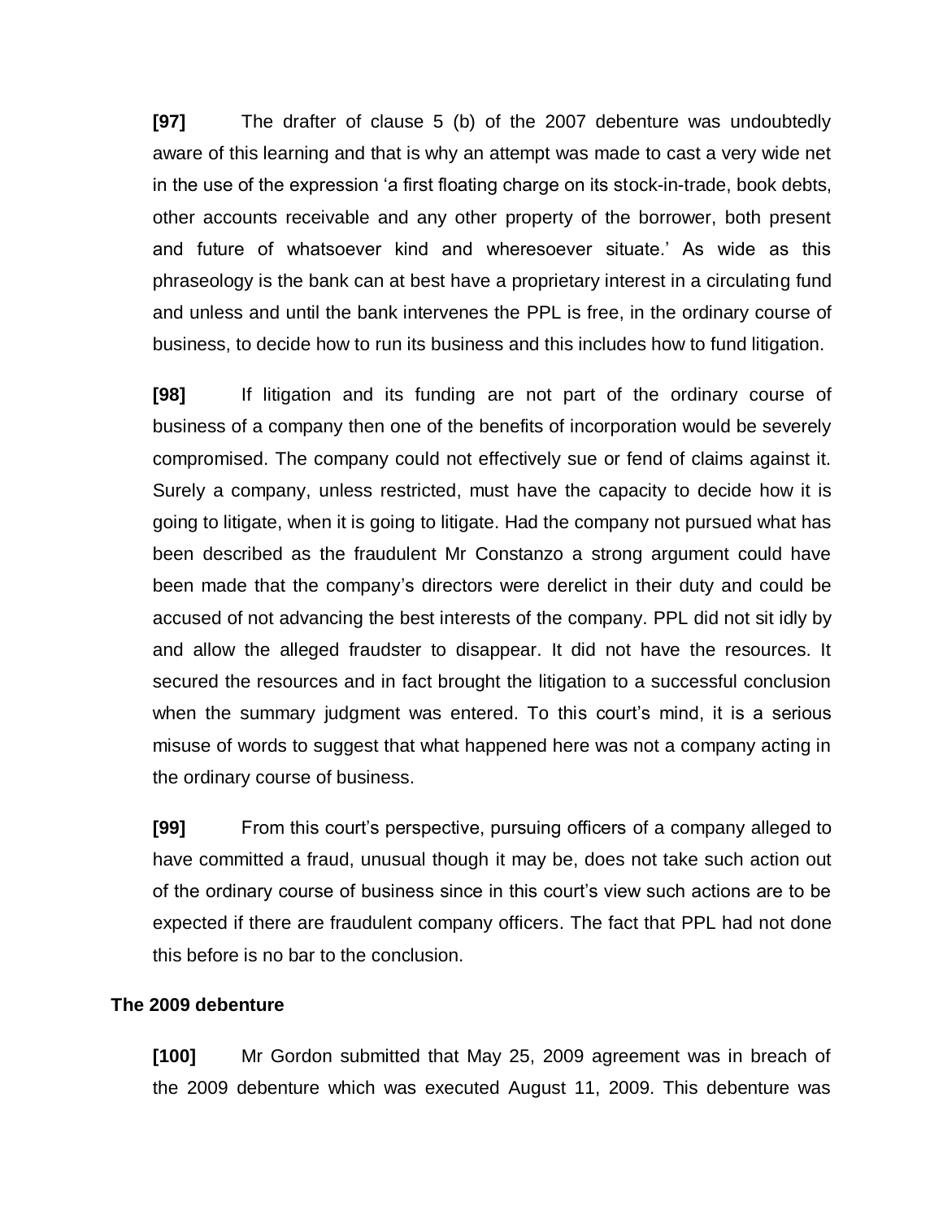**[97]** The drafter of clause 5 (b) of the 2007 debenture was undoubtedly aware of this learning and that is why an attempt was made to cast a very wide net in the use of the expression 'a first floating charge on its stock-in-trade, book debts, other accounts receivable and any other property of the borrower, both present and future of whatsoever kind and wheresoever situate.' As wide as this phraseology is the bank can at best have a proprietary interest in a circulating fund and unless and until the bank intervenes the PPL is free, in the ordinary course of business, to decide how to run its business and this includes how to fund litigation.

**[98]** If litigation and its funding are not part of the ordinary course of business of a company then one of the benefits of incorporation would be severely compromised. The company could not effectively sue or fend of claims against it. Surely a company, unless restricted, must have the capacity to decide how it is going to litigate, when it is going to litigate. Had the company not pursued what has been described as the fraudulent Mr Constanzo a strong argument could have been made that the company's directors were derelict in their duty and could be accused of not advancing the best interests of the company. PPL did not sit idly by and allow the alleged fraudster to disappear. It did not have the resources. It secured the resources and in fact brought the litigation to a successful conclusion when the summary judgment was entered. To this court's mind, it is a serious misuse of words to suggest that what happened here was not a company acting in the ordinary course of business.

**[99]** From this court's perspective, pursuing officers of a company alleged to have committed a fraud, unusual though it may be, does not take such action out of the ordinary course of business since in this court's view such actions are to be expected if there are fraudulent company officers. The fact that PPL had not done this before is no bar to the conclusion.

**The 2009 debenture**

**[100]** Mr Gordon submitted that May 25, 2009 agreement was in breach of the 2009 debenture which was executed August 11, 2009. This debenture was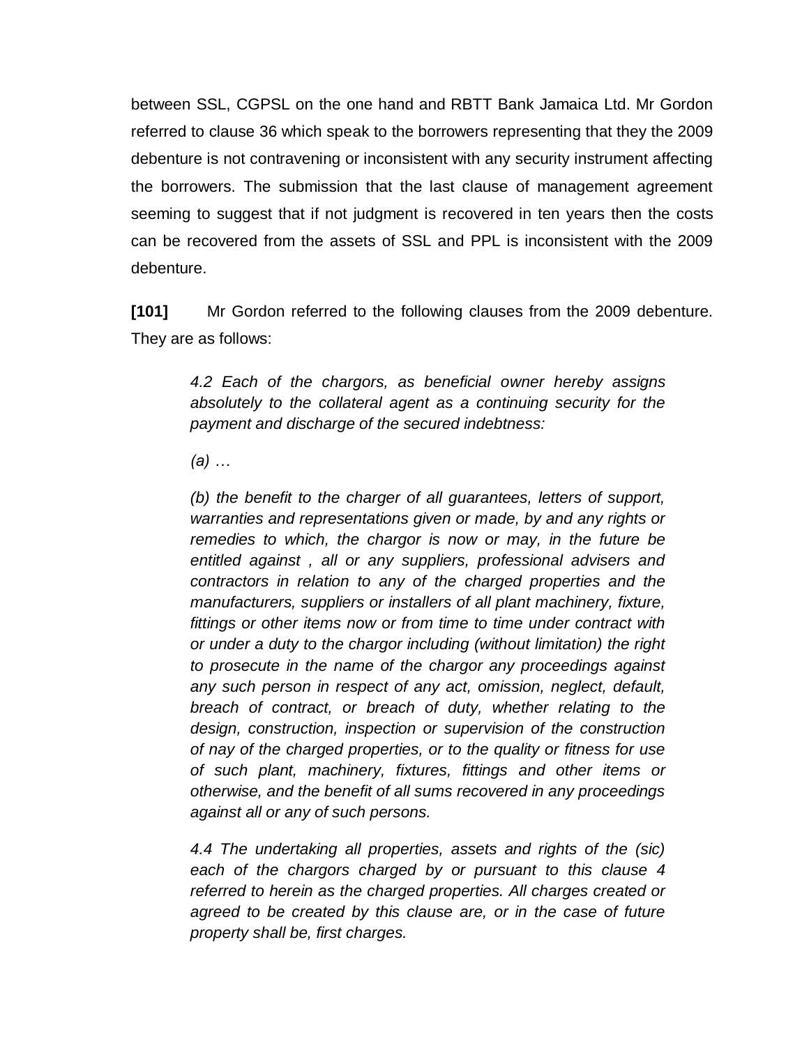between SSL, CGPSL on the one hand and RBTT Bank Jamaica Ltd. Mr Gordon referred to clause 36 which speak to the borrowers representing that they the 2009 debenture is not contravening or inconsistent with any security instrument affecting the borrowers. The submission that the last clause of management agreement seeming to suggest that if not judgment is recovered in ten years then the costs can be recovered from the assets of SSL and PPL is inconsistent with the 2009 debenture.

**[101]** Mr Gordon referred to the following clauses from the 2009 debenture. They are as follows:

> *4.2 Each of the chargors, as beneficial owner hereby assigns absolutely to the collateral agent as a continuing security for the payment and discharge of the secured indebtness:*
>
> *(a) …*
>
> *(b) the benefit to the charger of all guarantees, letters of support, warranties and representations given or made, by and any rights or remedies to which, the chargor is now or may, in the future be entitled against , all or any suppliers, professional advisers and contractors in relation to any of the charged properties and the manufacturers, suppliers or installers of all plant machinery, fixture, fittings or other items now or from time to time under contract with or under a duty to the chargor including (without limitation) the right to prosecute in the name of the chargor any proceedings against any such person in respect of any act, omission, neglect, default, breach of contract, or breach of duty, whether relating to the design, construction, inspection or supervision of the construction of nay of the charged properties, or to the quality or fitness for use of such plant, machinery, fixtures, fittings and other items or otherwise, and the benefit of all sums recovered in any proceedings against all or any of such persons.*
>
> *4.4 The undertaking all properties, assets and rights of the (sic) each of the chargors charged by or pursuant to this clause 4 referred to herein as the charged properties. All charges created or agreed to be created by this clause are, or in the case of future property shall be, first charges.*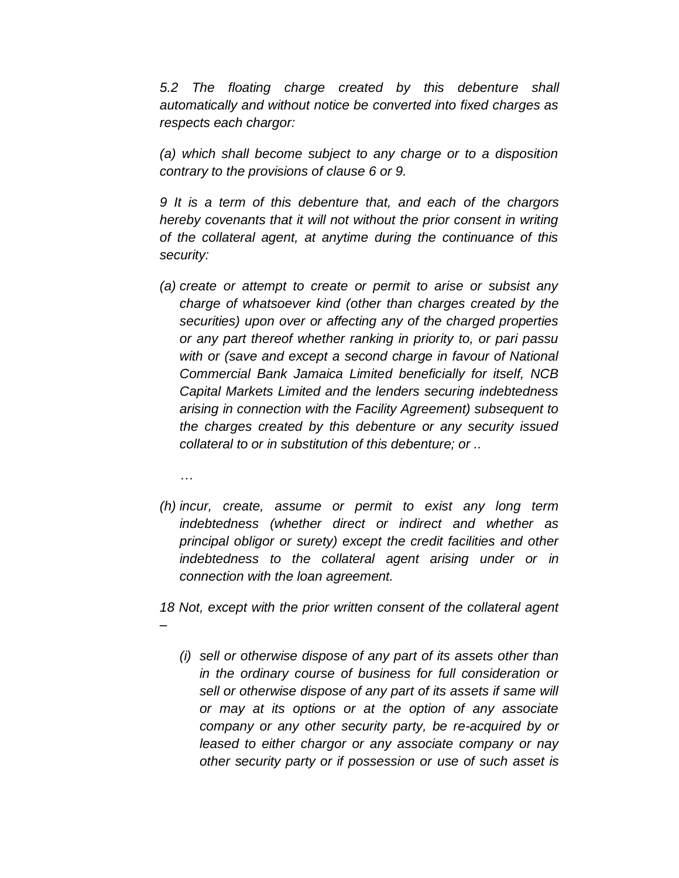*5.2 The floating charge created by this debenture shall automatically and without notice be converted into fixed charges as respects each chargor:*

*(a) which shall become subject to any charge or to a disposition contrary to the provisions of clause 6 or 9.*

*9 It is a term of this debenture that, and each of the chargors hereby covenants that it will not without the prior consent in writing of the collateral agent, at anytime during the continuance of this security:*

*(a) create or attempt to create or permit to arise or subsist any charge of whatsoever kind (other than charges created by the securities) upon over or affecting any of the charged properties or any part thereof whether ranking in priority to, or pari passu with or (save and except a second charge in favour of National Commercial Bank Jamaica Limited beneficially for itself, NCB Capital Markets Limited and the lenders securing indebtedness arising in connection with the Facility Agreement) subsequent to the charges created by this debenture or any security issued collateral to or in substitution of this debenture; or ..*

*…*

*(h) incur, create, assume or permit to exist any long term indebtedness (whether direct or indirect and whether as principal obligor or surety) except the credit facilities and other indebtedness to the collateral agent arising under or in connection with the loan agreement.*

*18 Not, except with the prior written consent of the collateral agent –*

*(i) sell or otherwise dispose of any part of its assets other than in the ordinary course of business for full consideration or sell or otherwise dispose of any part of its assets if same will or may at its options or at the option of any associate company or any other security party, be re-acquired by or leased to either chargor or any associate company or nay other security party or if possession or use of such asset is*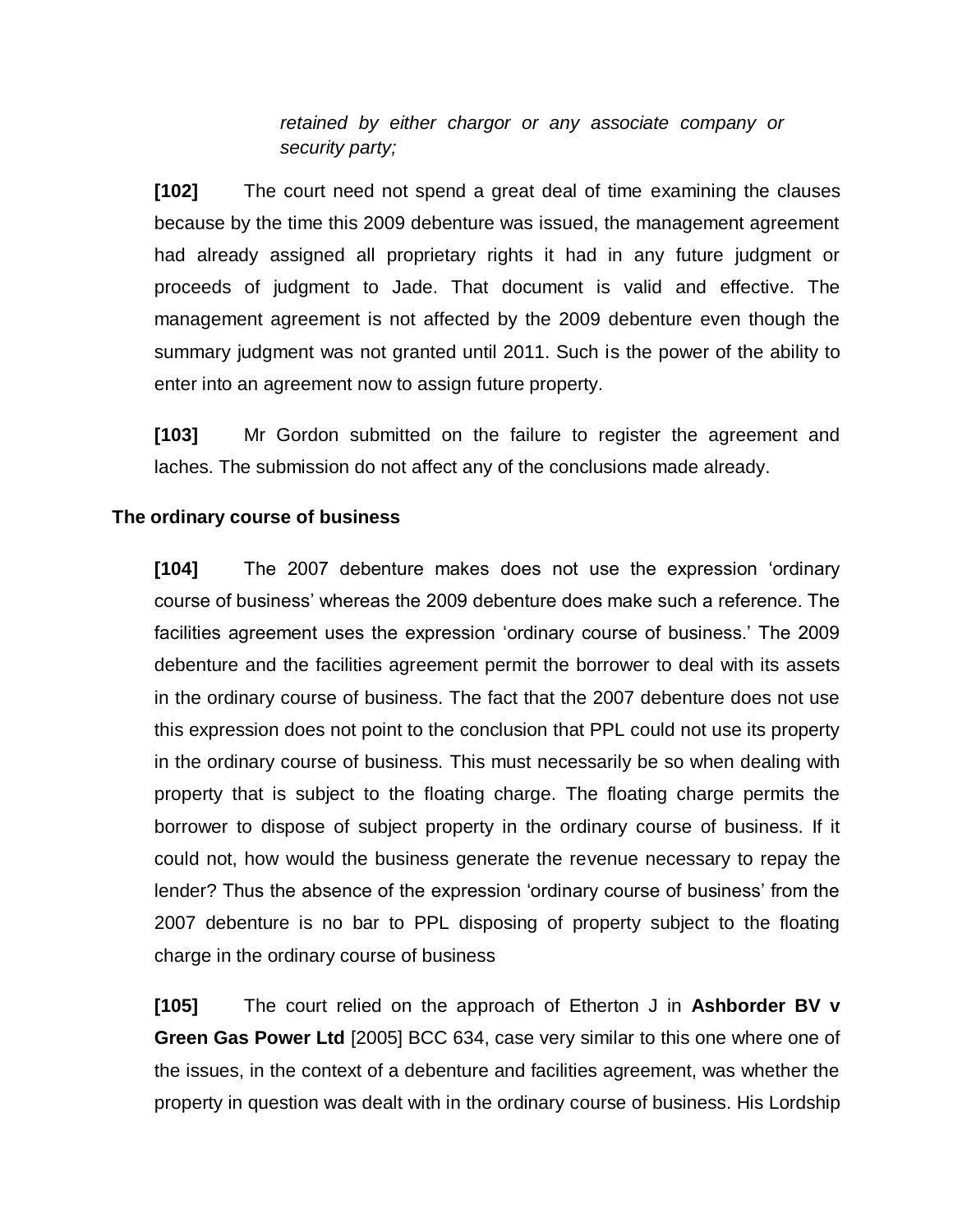*retained by either chargor or any associate company or security party;*

**[102]** The court need not spend a great deal of time examining the clauses because by the time this 2009 debenture was issued, the management agreement had already assigned all proprietary rights it had in any future judgment or proceeds of judgment to Jade. That document is valid and effective. The management agreement is not affected by the 2009 debenture even though the summary judgment was not granted until 2011. Such is the power of the ability to enter into an agreement now to assign future property.

**[103]** Mr Gordon submitted on the failure to register the agreement and laches. The submission do not affect any of the conclusions made already.

**The ordinary course of business**

**[104]** The 2007 debenture makes does not use the expression 'ordinary course of business' whereas the 2009 debenture does make such a reference. The facilities agreement uses the expression 'ordinary course of business.' The 2009 debenture and the facilities agreement permit the borrower to deal with its assets in the ordinary course of business. The fact that the 2007 debenture does not use this expression does not point to the conclusion that PPL could not use its property in the ordinary course of business. This must necessarily be so when dealing with property that is subject to the floating charge. The floating charge permits the borrower to dispose of subject property in the ordinary course of business. If it could not, how would the business generate the revenue necessary to repay the lender? Thus the absence of the expression 'ordinary course of business' from the 2007 debenture is no bar to PPL disposing of property subject to the floating charge in the ordinary course of business

**[105]** The court relied on the approach of Etherton J in **Ashborder BV v Green Gas Power Ltd** [2005] BCC 634, case very similar to this one where one of the issues, in the context of a debenture and facilities agreement, was whether the property in question was dealt with in the ordinary course of business. His Lordship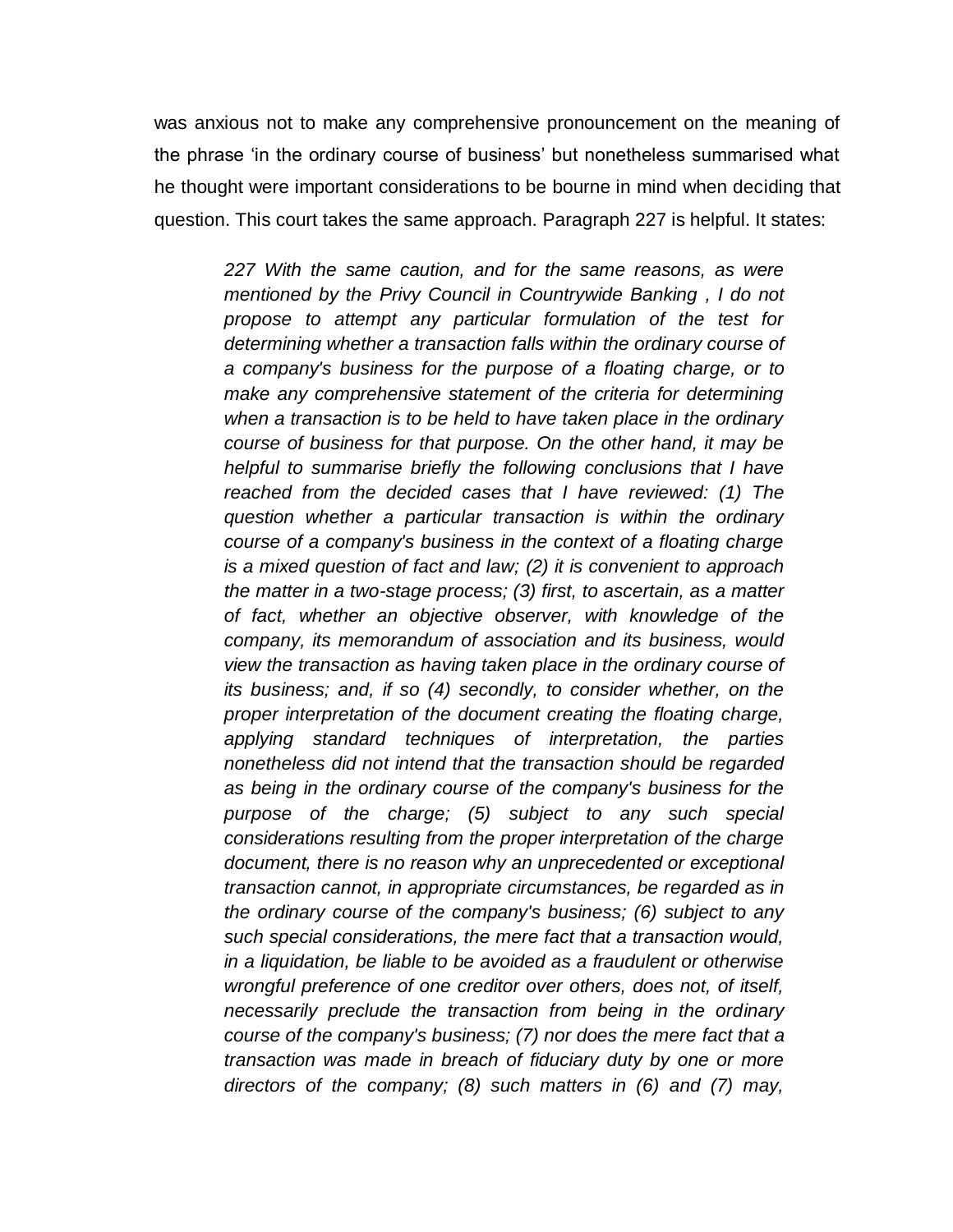was anxious not to make any comprehensive pronouncement on the meaning of the phrase 'in the ordinary course of business' but nonetheless summarised what he thought were important considerations to be bourne in mind when deciding that question. This court takes the same approach. Paragraph 227 is helpful. It states:

> *227 With the same caution, and for the same reasons, as were mentioned by the Privy Council in Countrywide Banking , I do not propose to attempt any particular formulation of the test for determining whether a transaction falls within the ordinary course of a company's business for the purpose of a floating charge, or to make any comprehensive statement of the criteria for determining when a transaction is to be held to have taken place in the ordinary course of business for that purpose. On the other hand, it may be helpful to summarise briefly the following conclusions that I have reached from the decided cases that I have reviewed: (1) The question whether a particular transaction is within the ordinary course of a company's business in the context of a floating charge is a mixed question of fact and law; (2) it is convenient to approach the matter in a two-stage process; (3) first, to ascertain, as a matter of fact, whether an objective observer, with knowledge of the company, its memorandum of association and its business, would view the transaction as having taken place in the ordinary course of its business; and, if so (4) secondly, to consider whether, on the proper interpretation of the document creating the floating charge, applying standard techniques of interpretation, the parties nonetheless did not intend that the transaction should be regarded as being in the ordinary course of the company's business for the purpose of the charge; (5) subject to any such special considerations resulting from the proper interpretation of the charge document, there is no reason why an unprecedented or exceptional transaction cannot, in appropriate circumstances, be regarded as in the ordinary course of the company's business; (6) subject to any such special considerations, the mere fact that a transaction would, in a liquidation, be liable to be avoided as a fraudulent or otherwise wrongful preference of one creditor over others, does not, of itself, necessarily preclude the transaction from being in the ordinary course of the company's business; (7) nor does the mere fact that a transaction was made in breach of fiduciary duty by one or more directors of the company; (8) such matters in (6) and (7) may,*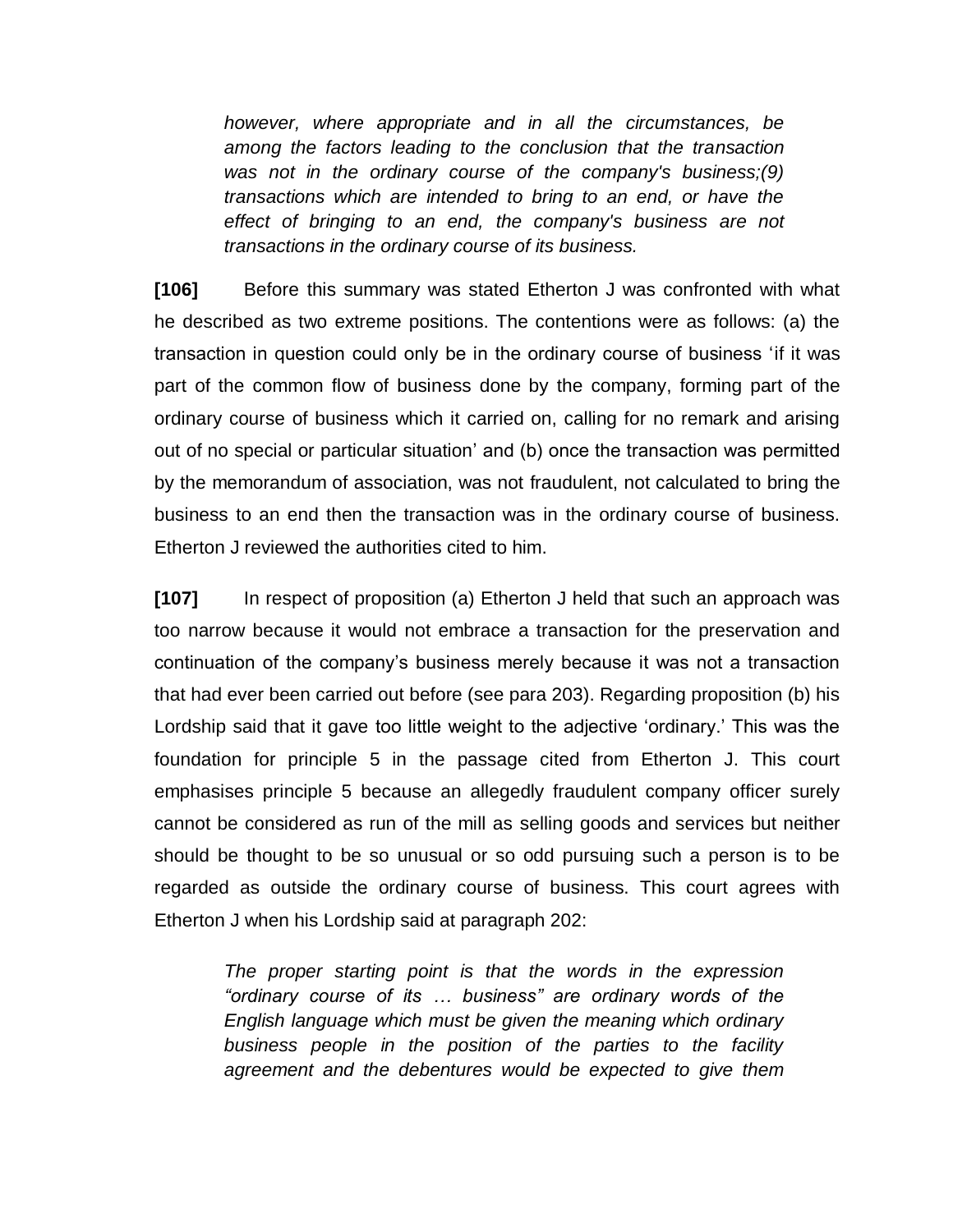> *however, where appropriate and in all the circumstances, be among the factors leading to the conclusion that the transaction was not in the ordinary course of the company's business;(9) transactions which are intended to bring to an end, or have the effect of bringing to an end, the company's business are not transactions in the ordinary course of its business.*

**[106]** Before this summary was stated Etherton J was confronted with what he described as two extreme positions. The contentions were as follows: (a) the transaction in question could only be in the ordinary course of business 'if it was part of the common flow of business done by the company, forming part of the ordinary course of business which it carried on, calling for no remark and arising out of no special or particular situation' and (b) once the transaction was permitted by the memorandum of association, was not fraudulent, not calculated to bring the business to an end then the transaction was in the ordinary course of business. Etherton J reviewed the authorities cited to him.

**[107]** In respect of proposition (a) Etherton J held that such an approach was too narrow because it would not embrace a transaction for the preservation and continuation of the company's business merely because it was not a transaction that had ever been carried out before (see para 203). Regarding proposition (b) his Lordship said that it gave too little weight to the adjective 'ordinary.' This was the foundation for principle 5 in the passage cited from Etherton J. This court emphasises principle 5 because an allegedly fraudulent company officer surely cannot be considered as run of the mill as selling goods and services but neither should be thought to be so unusual or so odd pursuing such a person is to be regarded as outside the ordinary course of business. This court agrees with Etherton J when his Lordship said at paragraph 202:

> *The proper starting point is that the words in the expression "ordinary course of its … business" are ordinary words of the English language which must be given the meaning which ordinary business people in the position of the parties to the facility agreement and the debentures would be expected to give them*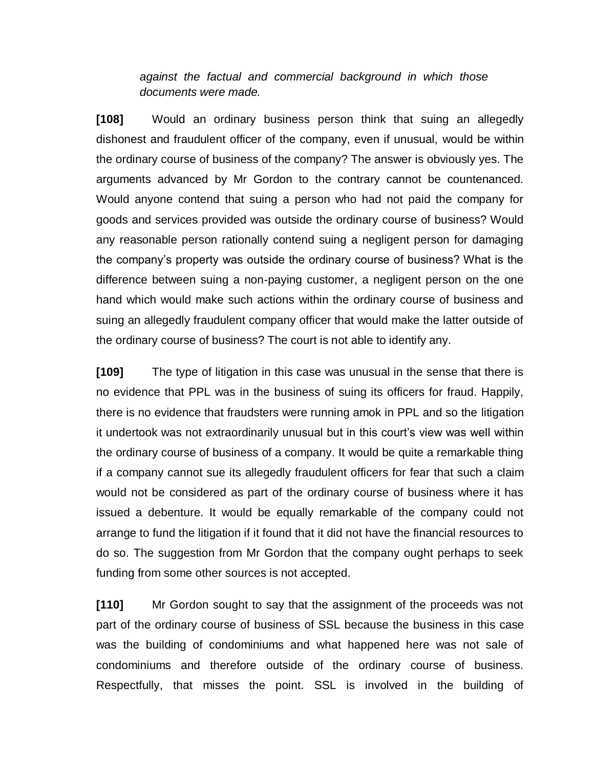*against the factual and commercial background in which those documents were made.*

**[108]** Would an ordinary business person think that suing an allegedly dishonest and fraudulent officer of the company, even if unusual, would be within the ordinary course of business of the company? The answer is obviously yes. The arguments advanced by Mr Gordon to the contrary cannot be countenanced. Would anyone contend that suing a person who had not paid the company for goods and services provided was outside the ordinary course of business? Would any reasonable person rationally contend suing a negligent person for damaging the company's property was outside the ordinary course of business? What is the difference between suing a non-paying customer, a negligent person on the one hand which would make such actions within the ordinary course of business and suing an allegedly fraudulent company officer that would make the latter outside of the ordinary course of business? The court is not able to identify any.

**[109]** The type of litigation in this case was unusual in the sense that there is no evidence that PPL was in the business of suing its officers for fraud. Happily, there is no evidence that fraudsters were running amok in PPL and so the litigation it undertook was not extraordinarily unusual but in this court's view was well within the ordinary course of business of a company. It would be quite a remarkable thing if a company cannot sue its allegedly fraudulent officers for fear that such a claim would not be considered as part of the ordinary course of business where it has issued a debenture. It would be equally remarkable of the company could not arrange to fund the litigation if it found that it did not have the financial resources to do so. The suggestion from Mr Gordon that the company ought perhaps to seek funding from some other sources is not accepted.

**[110]** Mr Gordon sought to say that the assignment of the proceeds was not part of the ordinary course of business of SSL because the business in this case was the building of condominiums and what happened here was not sale of condominiums and therefore outside of the ordinary course of business. Respectfully, that misses the point. SSL is involved in the building of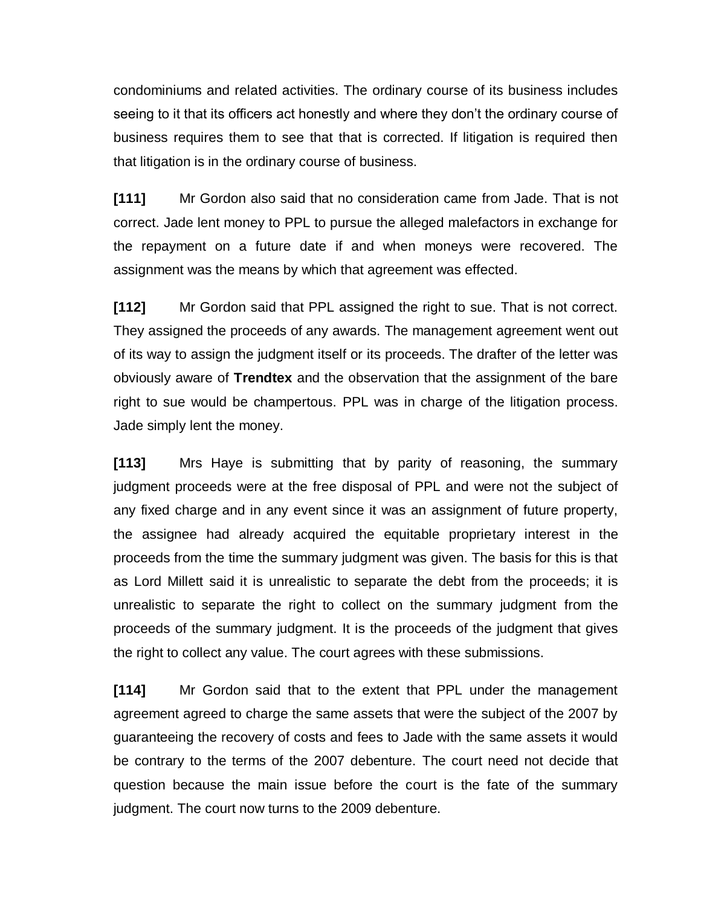condominiums and related activities. The ordinary course of its business includes seeing to it that its officers act honestly and where they don't the ordinary course of business requires them to see that that is corrected. If litigation is required then that litigation is in the ordinary course of business.

**[111]** Mr Gordon also said that no consideration came from Jade. That is not correct. Jade lent money to PPL to pursue the alleged malefactors in exchange for the repayment on a future date if and when moneys were recovered. The assignment was the means by which that agreement was effected.

**[112]** Mr Gordon said that PPL assigned the right to sue. That is not correct. They assigned the proceeds of any awards. The management agreement went out of its way to assign the judgment itself or its proceeds. The drafter of the letter was obviously aware of **Trendtex** and the observation that the assignment of the bare right to sue would be champertous. PPL was in charge of the litigation process. Jade simply lent the money.

**[113]** Mrs Haye is submitting that by parity of reasoning, the summary judgment proceeds were at the free disposal of PPL and were not the subject of any fixed charge and in any event since it was an assignment of future property, the assignee had already acquired the equitable proprietary interest in the proceeds from the time the summary judgment was given. The basis for this is that as Lord Millett said it is unrealistic to separate the debt from the proceeds; it is unrealistic to separate the right to collect on the summary judgment from the proceeds of the summary judgment. It is the proceeds of the judgment that gives the right to collect any value. The court agrees with these submissions.

**[114]** Mr Gordon said that to the extent that PPL under the management agreement agreed to charge the same assets that were the subject of the 2007 by guaranteeing the recovery of costs and fees to Jade with the same assets it would be contrary to the terms of the 2007 debenture. The court need not decide that question because the main issue before the court is the fate of the summary judgment. The court now turns to the 2009 debenture.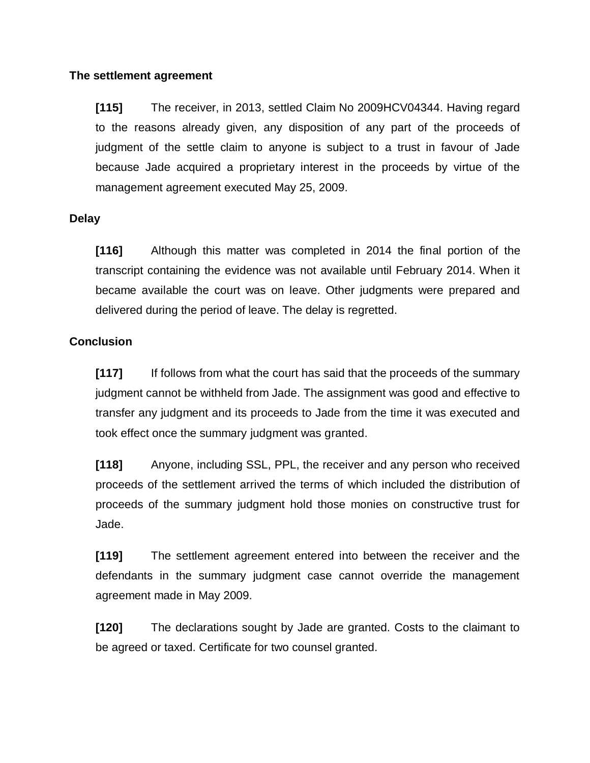**The settlement agreement**

**[115]** The receiver, in 2013, settled Claim No 2009HCV04344. Having regard to the reasons already given, any disposition of any part of the proceeds of judgment of the settle claim to anyone is subject to a trust in favour of Jade because Jade acquired a proprietary interest in the proceeds by virtue of the management agreement executed May 25, 2009.

**Delay**

**[116]** Although this matter was completed in 2014 the final portion of the transcript containing the evidence was not available until February 2014. When it became available the court was on leave. Other judgments were prepared and delivered during the period of leave. The delay is regretted.

**Conclusion**

**[117]** If follows from what the court has said that the proceeds of the summary judgment cannot be withheld from Jade. The assignment was good and effective to transfer any judgment and its proceeds to Jade from the time it was executed and took effect once the summary judgment was granted.

**[118]** Anyone, including SSL, PPL, the receiver and any person who received proceeds of the settlement arrived the terms of which included the distribution of proceeds of the summary judgment hold those monies on constructive trust for Jade.

**[119]** The settlement agreement entered into between the receiver and the defendants in the summary judgment case cannot override the management agreement made in May 2009.

**[120]** The declarations sought by Jade are granted. Costs to the claimant to be agreed or taxed. Certificate for two counsel granted.